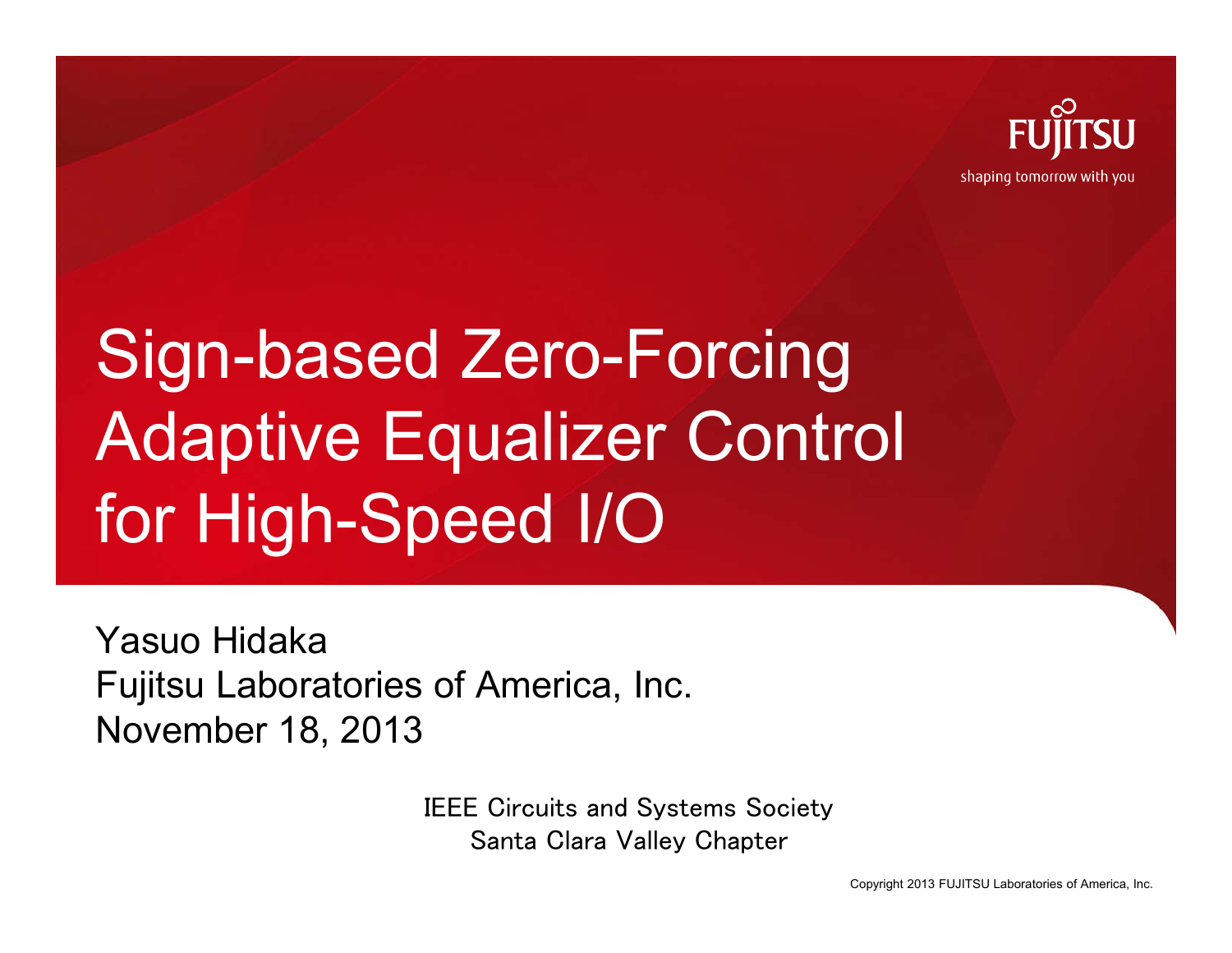# Sign-based Zero-Forcing Adaptive Equalizer Control for High-Speed I/O

FUJITSU

shaping tomorrow with you

Yasuo Hidaka
Fujitsu Laboratories of America, Inc.
November 18, 2013

IEEE Circuits and Systems Society
Santa Clara Valley Chapter

Copyright 2013 FUJITSU Laboratories of America, Inc.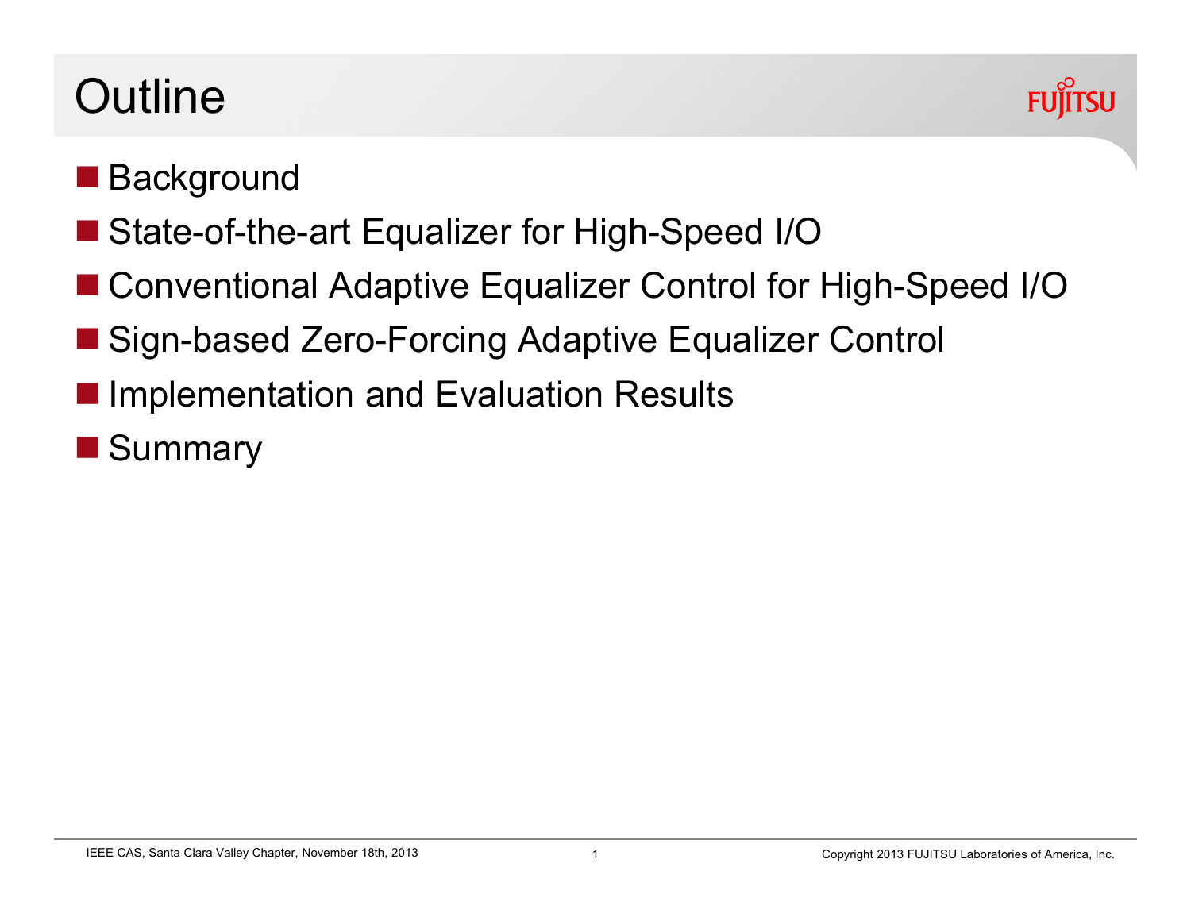# Outline

- Background
- State-of-the-art Equalizer for High-Speed I/O
- Conventional Adaptive Equalizer Control for High-Speed I/O
- Sign-based Zero-Forcing Adaptive Equalizer Control
- Implementation and Evaluation Results
- Summary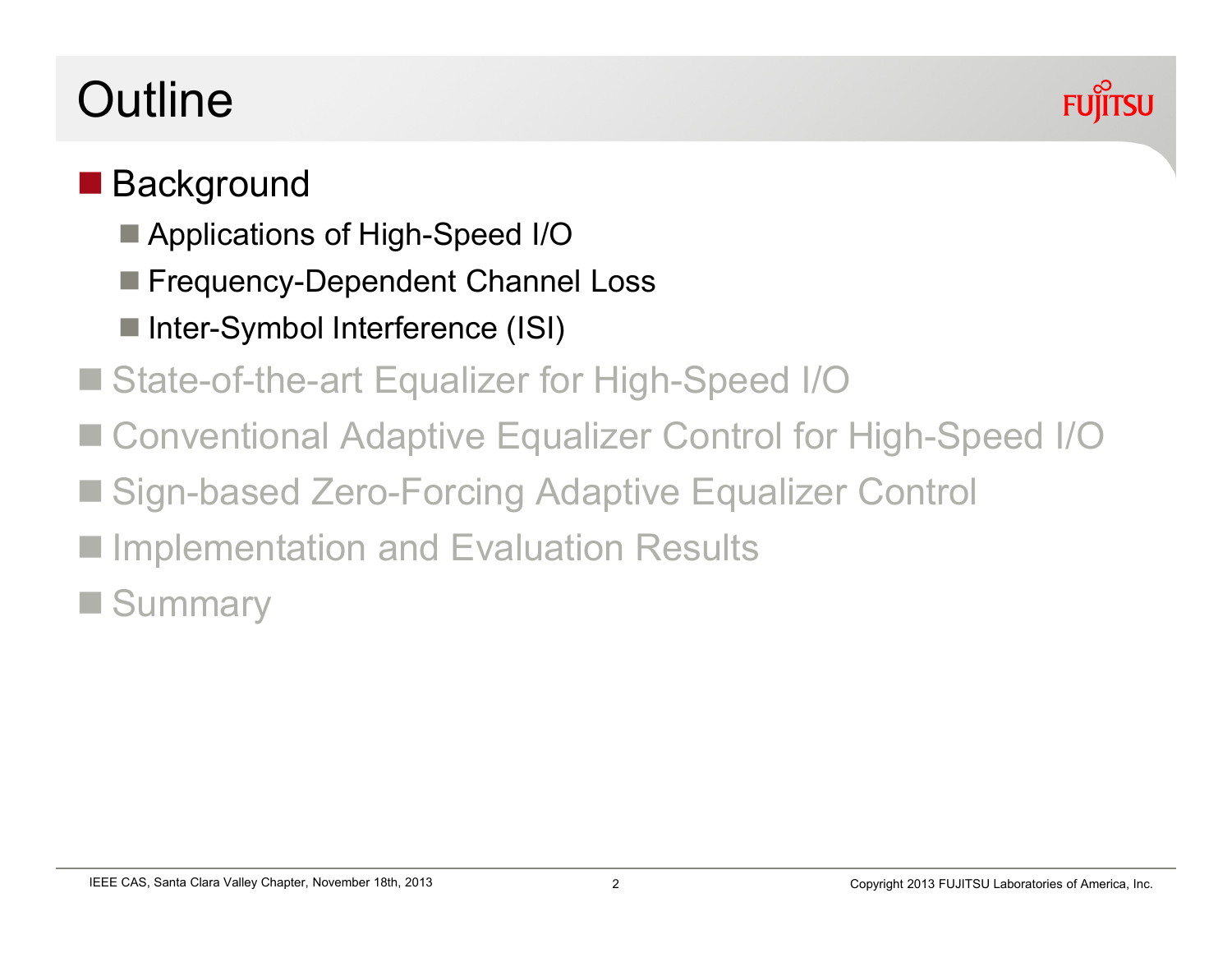# Outline

- Background
  - Applications of High-Speed I/O
  - Frequency-Dependent Channel Loss
  - Inter-Symbol Interference (ISI)
- State-of-the-art Equalizer for High-Speed I/O
- Conventional Adaptive Equalizer Control for High-Speed I/O
- Sign-based Zero-Forcing Adaptive Equalizer Control
- Implementation and Evaluation Results
- Summary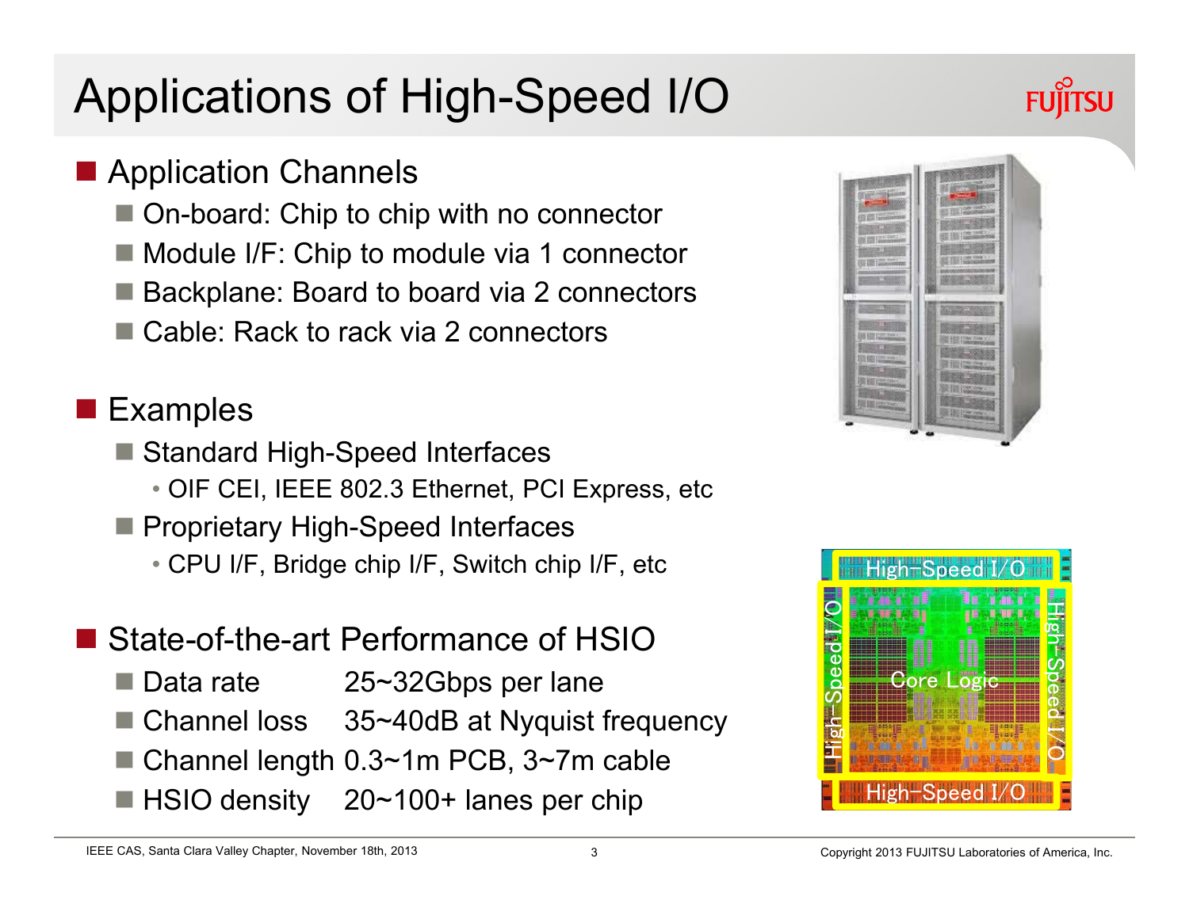# Applications of High-Speed I/O

- Application Channels
  - On-board: Chip to chip with no connector
  - Module I/F: Chip to module via 1 connector
  - Backplane: Board to board via 2 connectors
  - Cable: Rack to rack via 2 connectors

- Examples
  - Standard High-Speed Interfaces
    - OIF CEI, IEEE 802.3 Ethernet, PCI Express, etc
  - Proprietary High-Speed Interfaces
    - CPU I/F, Bridge chip I/F, Switch chip I/F, etc

- State-of-the-art Performance of HSIO
  - Data rate 25~32Gbps per lane
  - Channel loss 35~40dB at Nyquist frequency
  - Channel length 0.3~1m PCB, 3~7m cable
  - HSIO density 20~100+ lanes per chip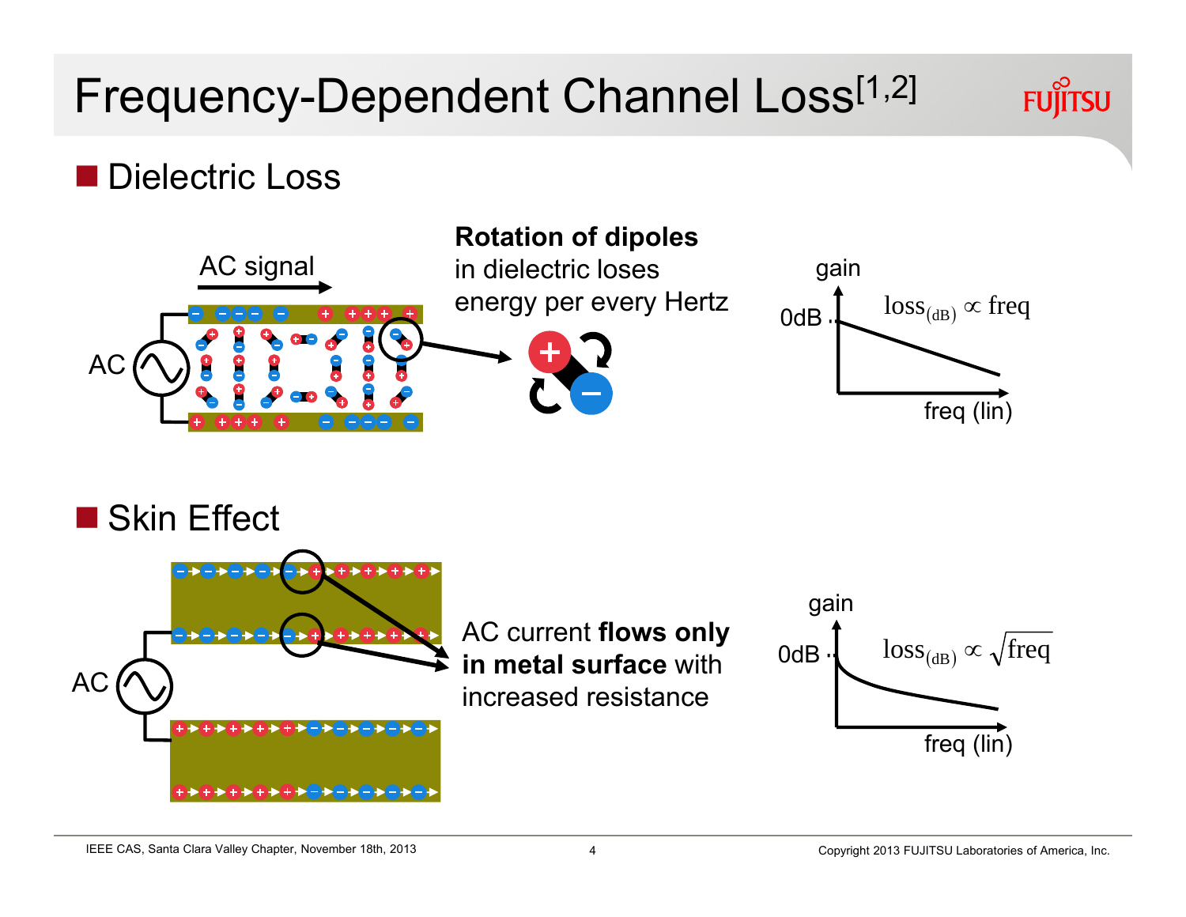# Frequency-Dependent Channel Loss[1,2]

## Dielectric Loss

AC signal

AC

**Rotation of dipoles** in dielectric loses energy per every Hertz

gain

0dB

$\text{loss}_{(\text{dB})} \propto \text{freq}$

freq (lin)

## Skin Effect

AC

AC current **flows only in metal surface** with increased resistance

gain

0dB

$\text{loss}_{(\text{dB})} \propto \sqrt{\text{freq}}$

freq (lin)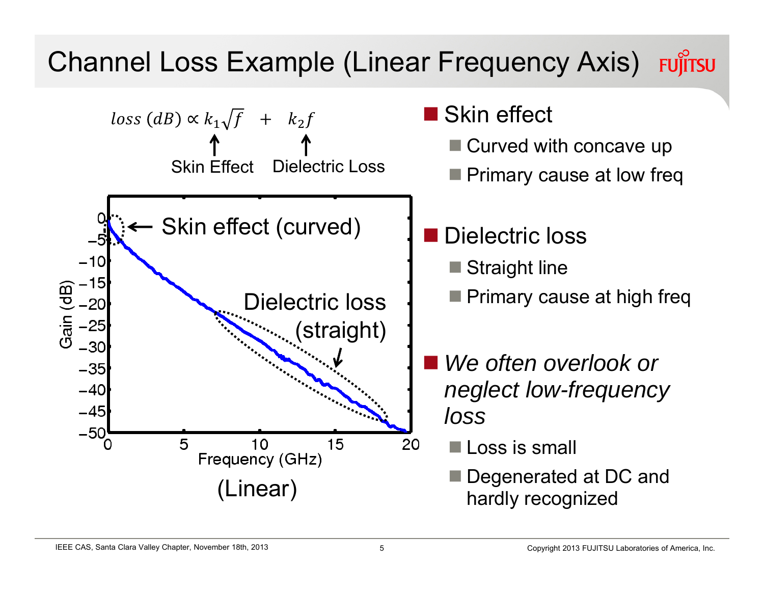# Channel Loss Example (Linear Frequency Axis)

$$loss\ (dB) \propto k_1\sqrt{f} \quad + \quad k_2 f$$

Skin Effect — Dielectric Loss

Skin effect (curved)

Dielectric loss (straight)

Gain (dB)

Frequency (GHz)

(Linear)

- Skin effect
  - Curved with concave up
  - Primary cause at low freq
- Dielectric loss
  - Straight line
  - Primary cause at high freq
- *We often overlook or neglect low-frequency loss*
  - Loss is small
  - Degenerated at DC and hardly recognized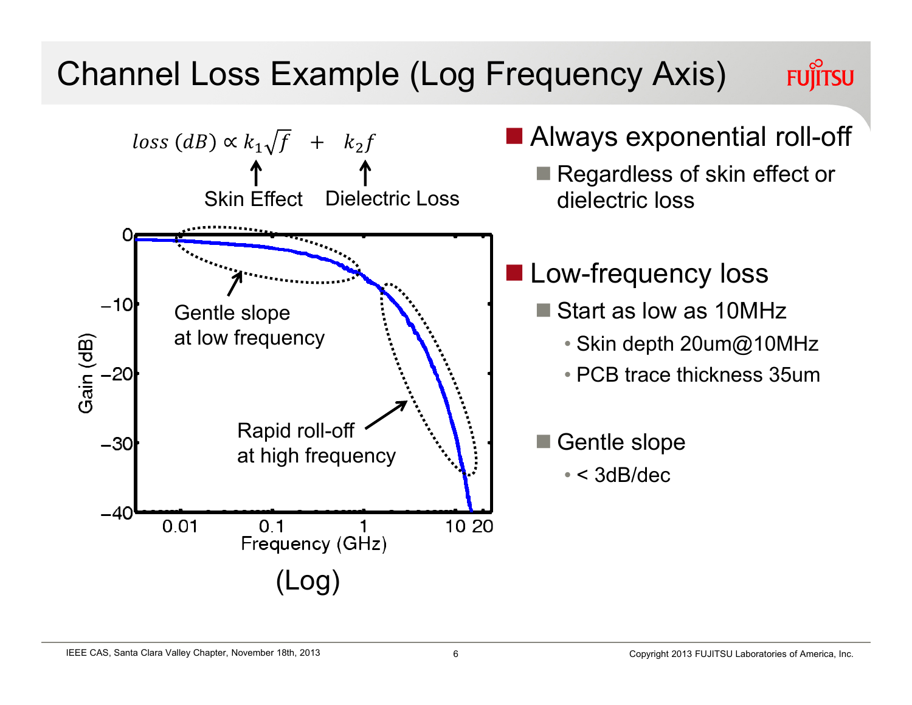# Channel Loss Example (Log Frequency Axis)

$$loss\ (dB) \propto k_1\sqrt{f} + k_2 f$$

Skin Effect ($k_1\sqrt{f}$) — Dielectric Loss ($k_2 f$)

Gentle slope at low frequency

Rapid roll-off at high frequency

Gain (dB) vs. Frequency (GHz)

(Log)

- Always exponential roll-off
  - Regardless of skin effect or dielectric loss

- Low-frequency loss
  - Start as low as 10MHz
    - Skin depth 20um@10MHz
    - PCB trace thickness 35um
  - Gentle slope
    - < 3dB/dec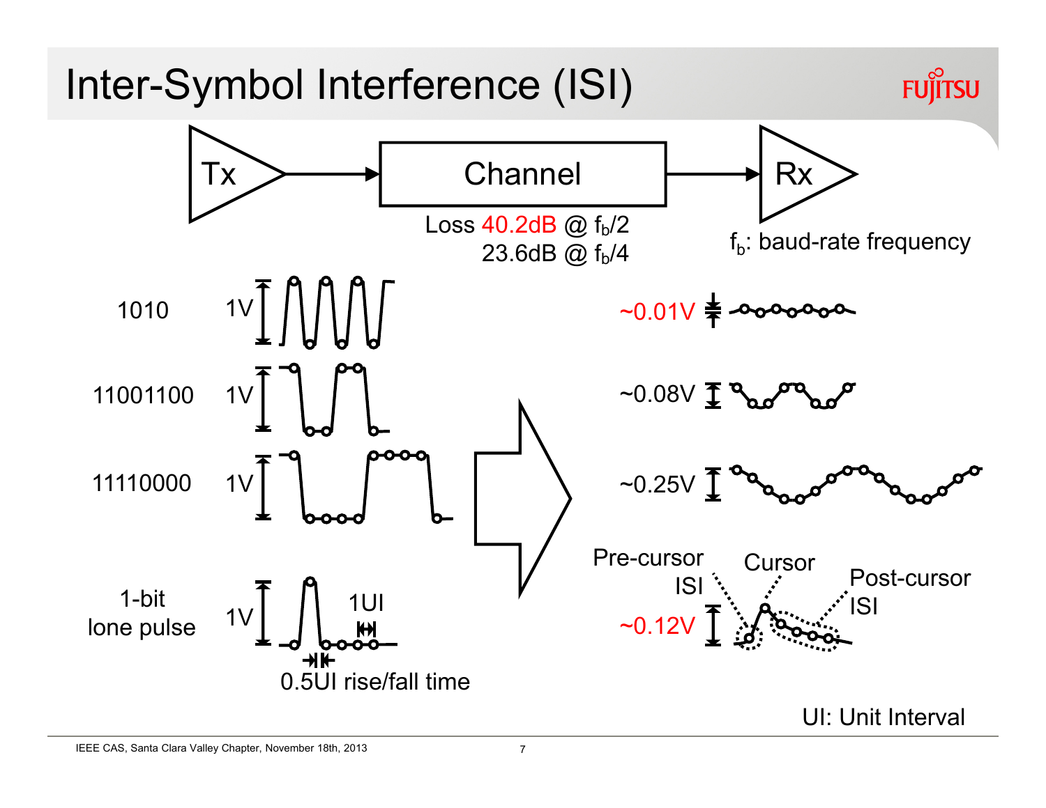# Inter-Symbol Interference (ISI)

Tx → Channel → Rx

Loss 40.2dB @ $f_b/2$
23.6dB @ $f_b/4$

$f_b$: baud-rate frequency

| Pattern | Tx amplitude | Rx amplitude |
|---|---|---|
| 1010 | 1V | ~0.01V |
| 11001100 | 1V | ~0.08V |
| 11110000 | 1V | ~0.25V |
| 1-bit lone pulse | 1V | ~0.12V |

1UI

0.5UI rise/fall time

Pre-cursor ISI

Cursor

Post-cursor ISI

UI: Unit Interval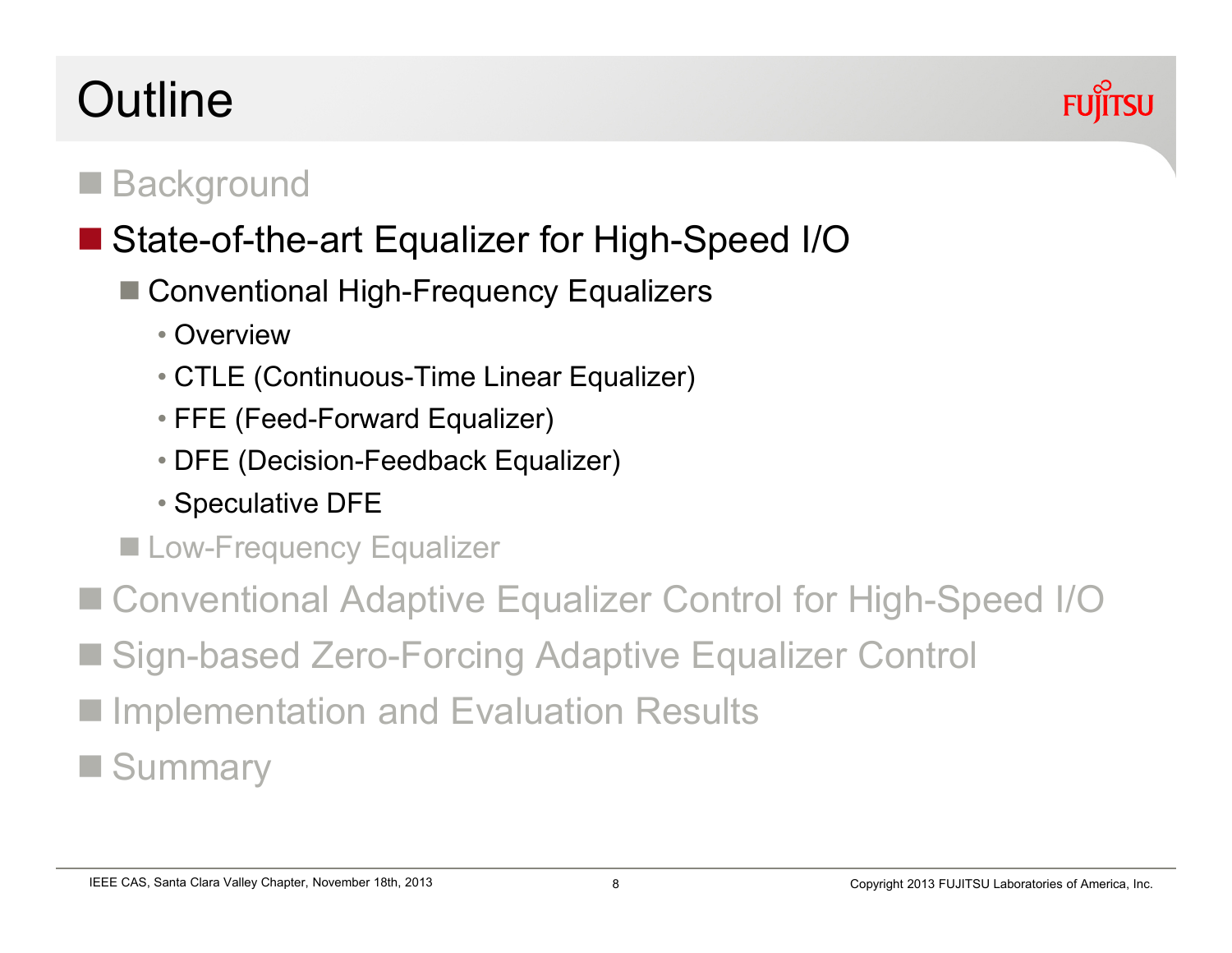# Outline

- Background
- State-of-the-art Equalizer for High-Speed I/O
  - Conventional High-Frequency Equalizers
    - Overview
    - CTLE (Continuous-Time Linear Equalizer)
    - FFE (Feed-Forward Equalizer)
    - DFE (Decision-Feedback Equalizer)
    - Speculative DFE
  - Low-Frequency Equalizer
- Conventional Adaptive Equalizer Control for High-Speed I/O
- Sign-based Zero-Forcing Adaptive Equalizer Control
- Implementation and Evaluation Results
- Summary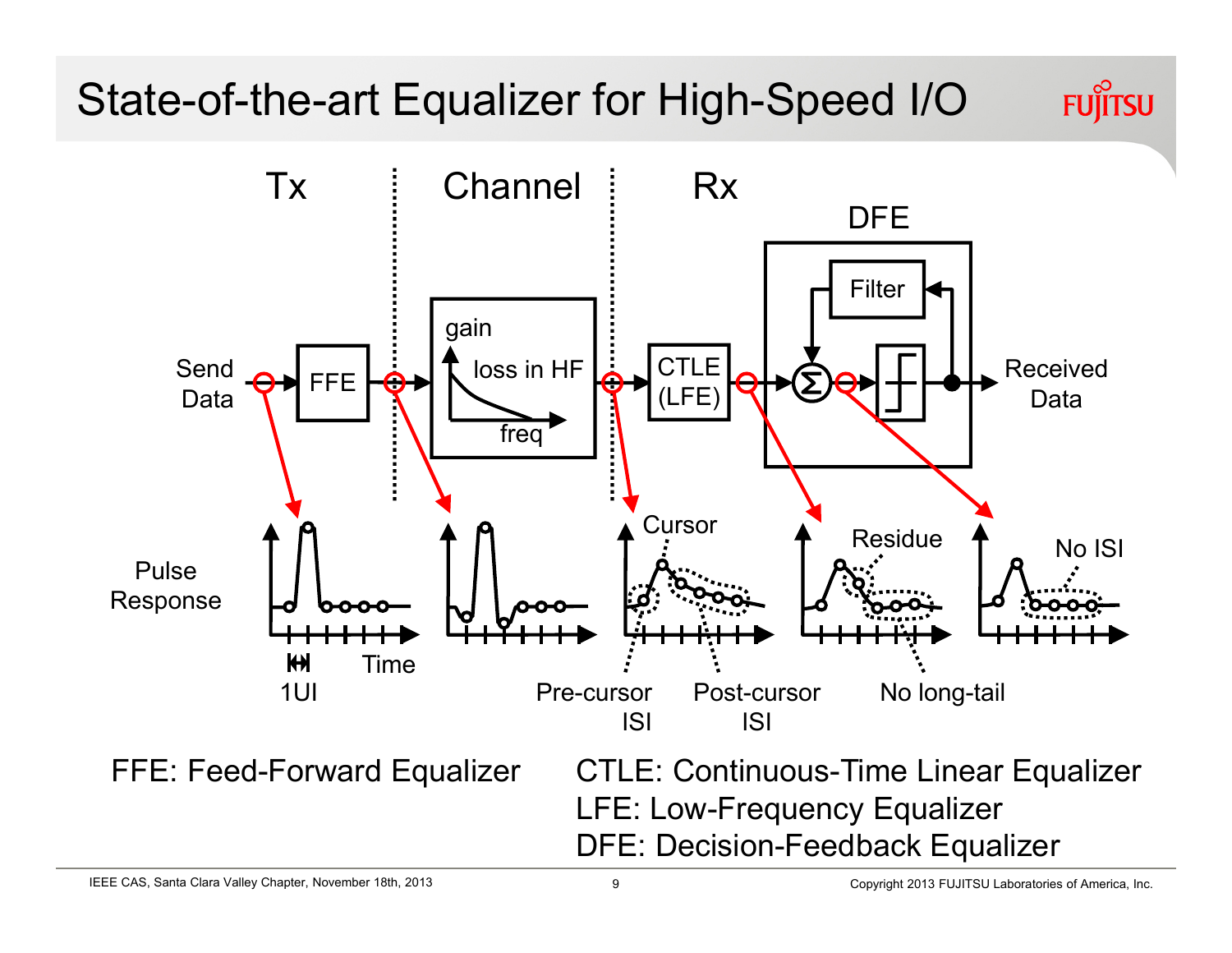# State-of-the-art Equalizer for High-Speed I/O

Tx | Channel | Rx

Send Data → FFE → Channel (gain, loss in HF, freq) → CTLE (LFE) → DFE (Σ, Filter) → Received Data

Pulse Response

1UI Time

Cursor

Pre-cursor ISI

Post-cursor ISI

Residue

No long-tail

No ISI

FFE: Feed-Forward Equalizer

CTLE: Continuous-Time Linear Equalizer

LFE: Low-Frequency Equalizer

DFE: Decision-Feedback Equalizer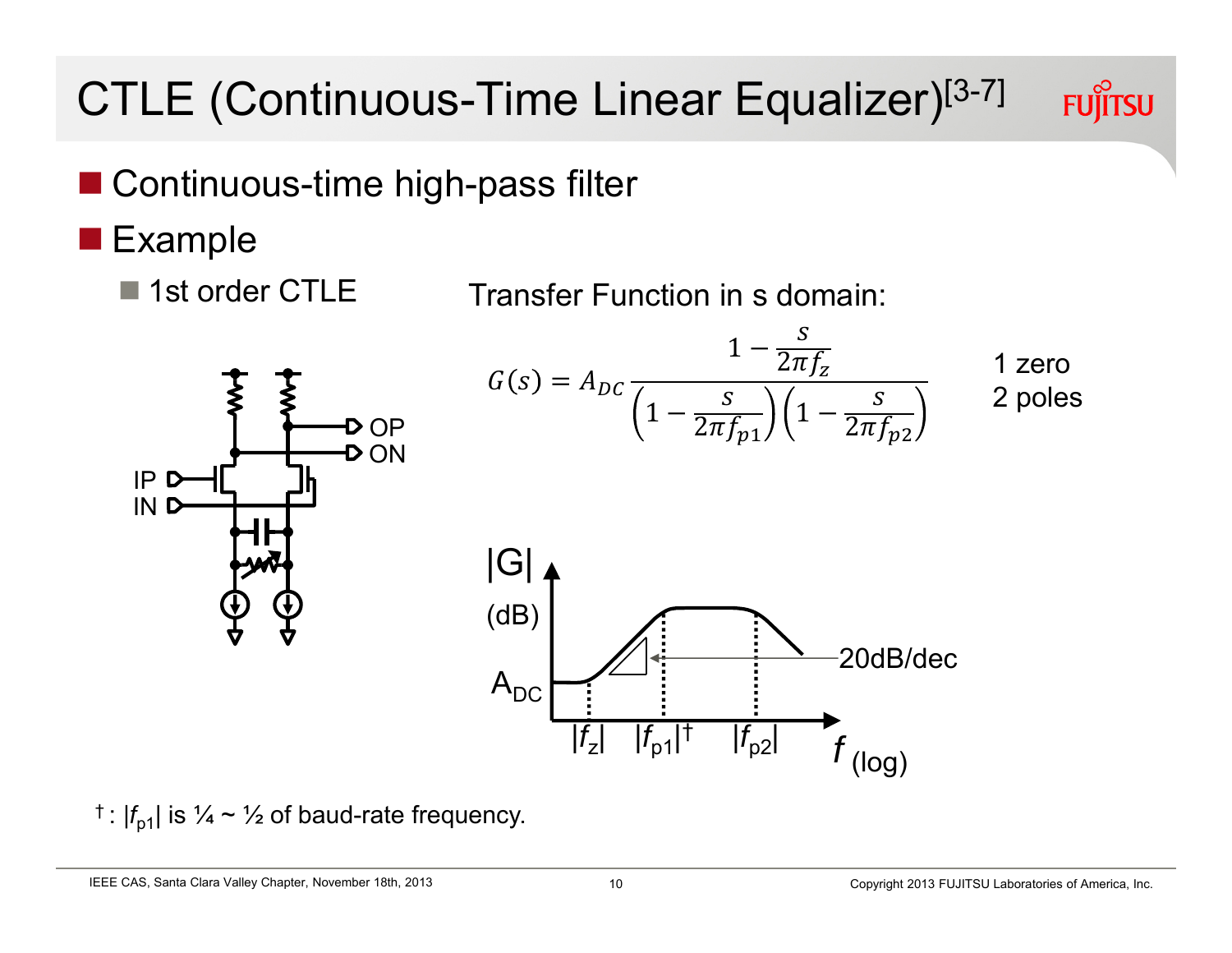# CTLE (Continuous-Time Linear Equalizer)[3-7]

- Continuous-time high-pass filter
- Example
  - 1st order CTLE

Transfer Function in s domain:

$$G(s) = A_{DC} \frac{1 - \frac{s}{2\pi f_z}}{\left(1 - \frac{s}{2\pi f_{p1}}\right)\left(1 - \frac{s}{2\pi f_{p2}}\right)}$$

1 zero
2 poles

†: $|f_{p1}|$ is ¼ ~ ½ of baud-rate frequency.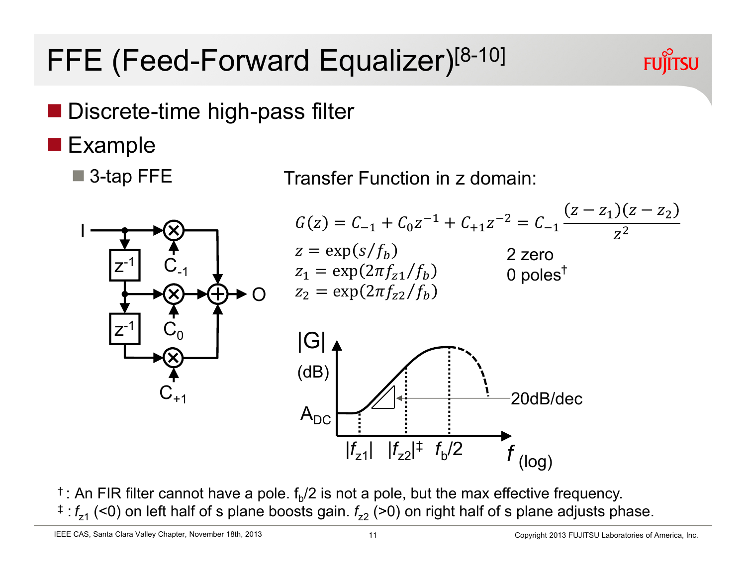# FFE (Feed-Forward Equalizer)[8-10]

- Discrete-time high-pass filter
- Example
  - 3-tap FFE

Transfer Function in z domain:

$$G(z) = C_{-1} + C_0 z^{-1} + C_{+1} z^{-2} = C_{-1} \frac{(z - z_1)(z - z_2)}{z^2}$$

$$z = \exp(s/f_b)$$

$$z_1 = \exp(2\pi f_{z1}/f_b)$$

$$z_2 = \exp(2\pi f_{z2}/f_b)$$

2 zero

0 poles†

†: An FIR filter cannot have a pole. $f_b/2$ is not a pole, but the max effective frequency.

‡: $f_{z1}$ (<0) on left half of s plane boosts gain. $f_{z2}$ (>0) on right half of s plane adjusts phase.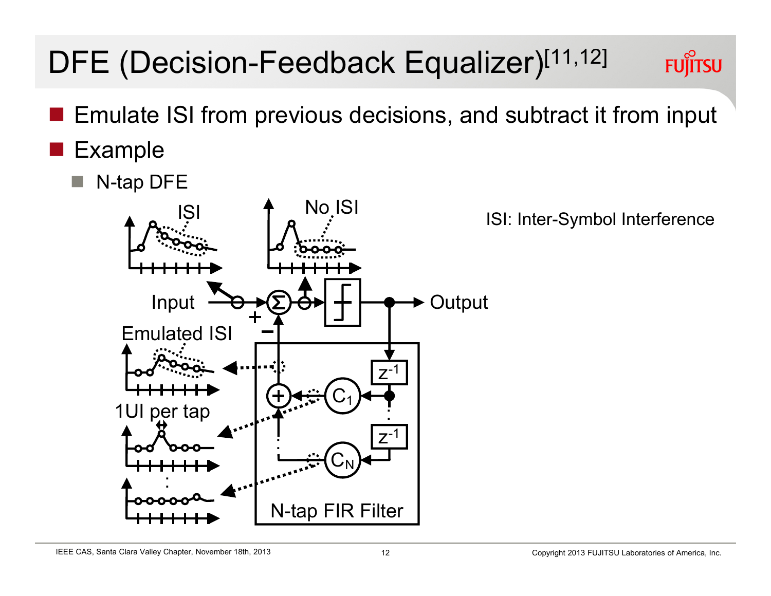# DFE (Decision-Feedback Equalizer)[11,12]

- Emulate ISI from previous decisions, and subtract it from input
- Example
  - N-tap DFE

ISI: Inter-Symbol Interference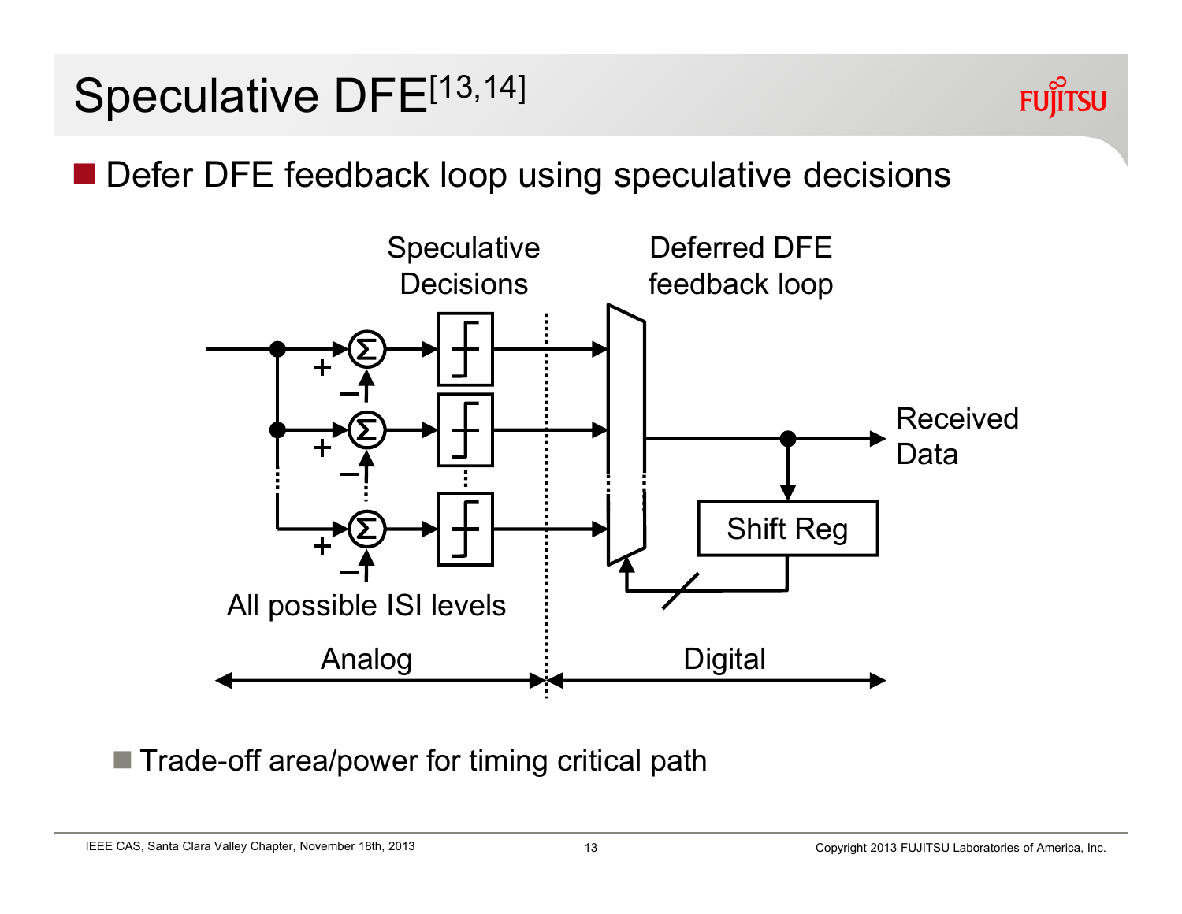# Speculative DFE[13,14]

- Defer DFE feedback loop using speculative decisions

Speculative Decisions

Deferred DFE feedback loop

Received Data

Shift Reg

All possible ISI levels

Analog

Digital

- Trade-off area/power for timing critical path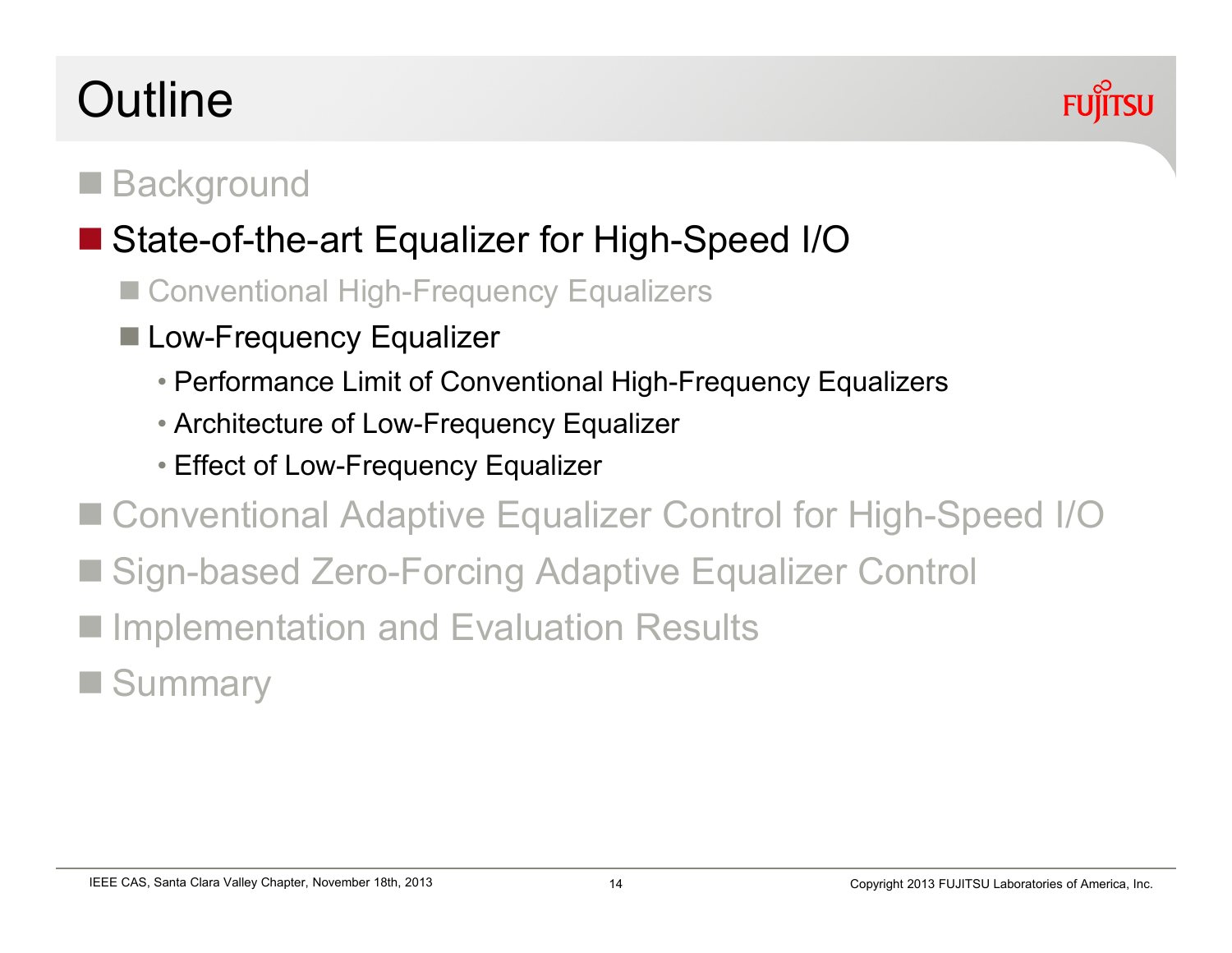# Outline

- Background
- State-of-the-art Equalizer for High-Speed I/O
  - Conventional High-Frequency Equalizers
  - Low-Frequency Equalizer
    - Performance Limit of Conventional High-Frequency Equalizers
    - Architecture of Low-Frequency Equalizer
    - Effect of Low-Frequency Equalizer
- Conventional Adaptive Equalizer Control for High-Speed I/O
- Sign-based Zero-Forcing Adaptive Equalizer Control
- Implementation and Evaluation Results
- Summary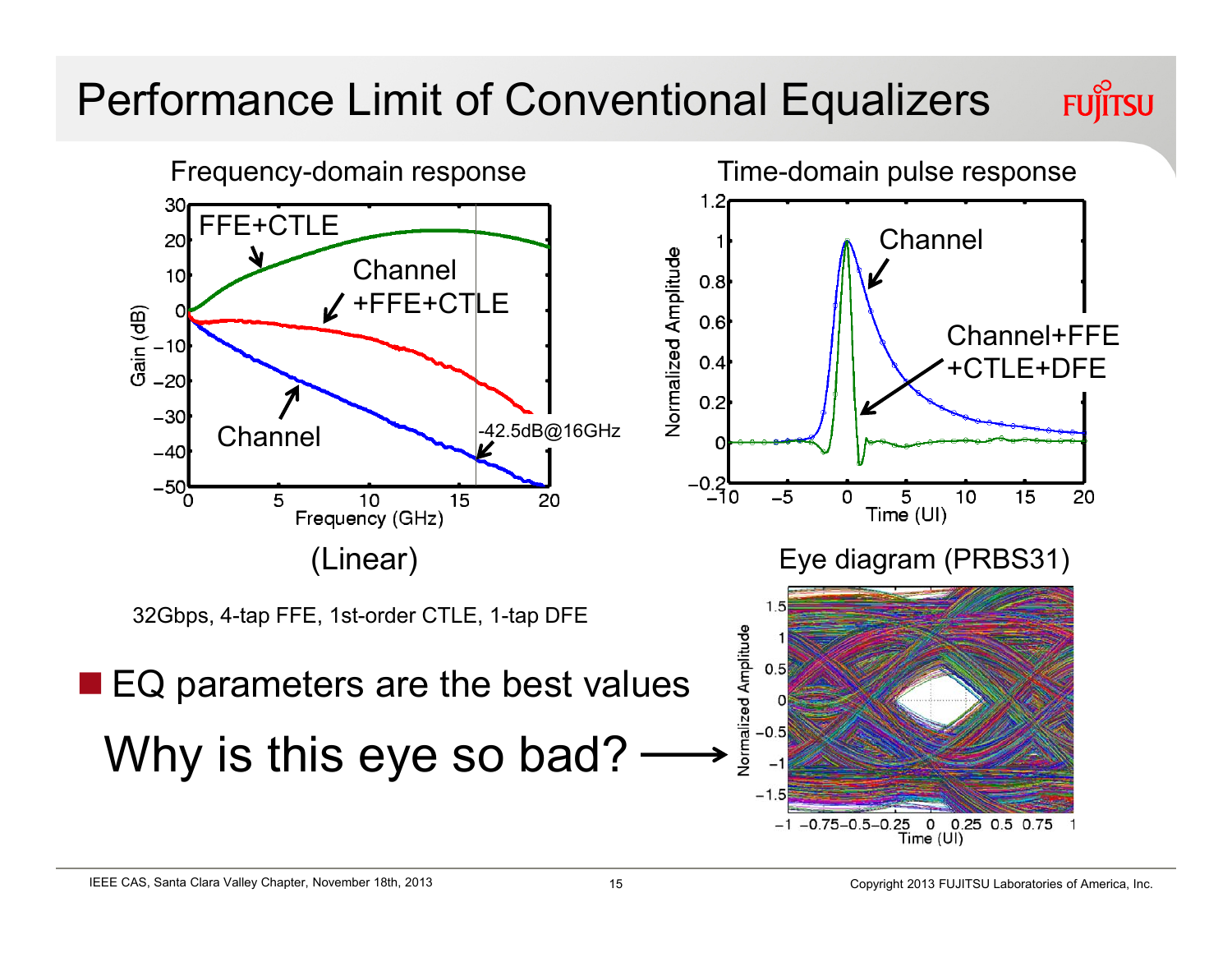# Performance Limit of Conventional Equalizers

Frequency-domain response

(Linear)

32Gbps, 4-tap FFE, 1st-order CTLE, 1-tap DFE

Time-domain pulse response

Eye diagram (PRBS31)

- EQ parameters are the best values

Why is this eye so bad? ⟶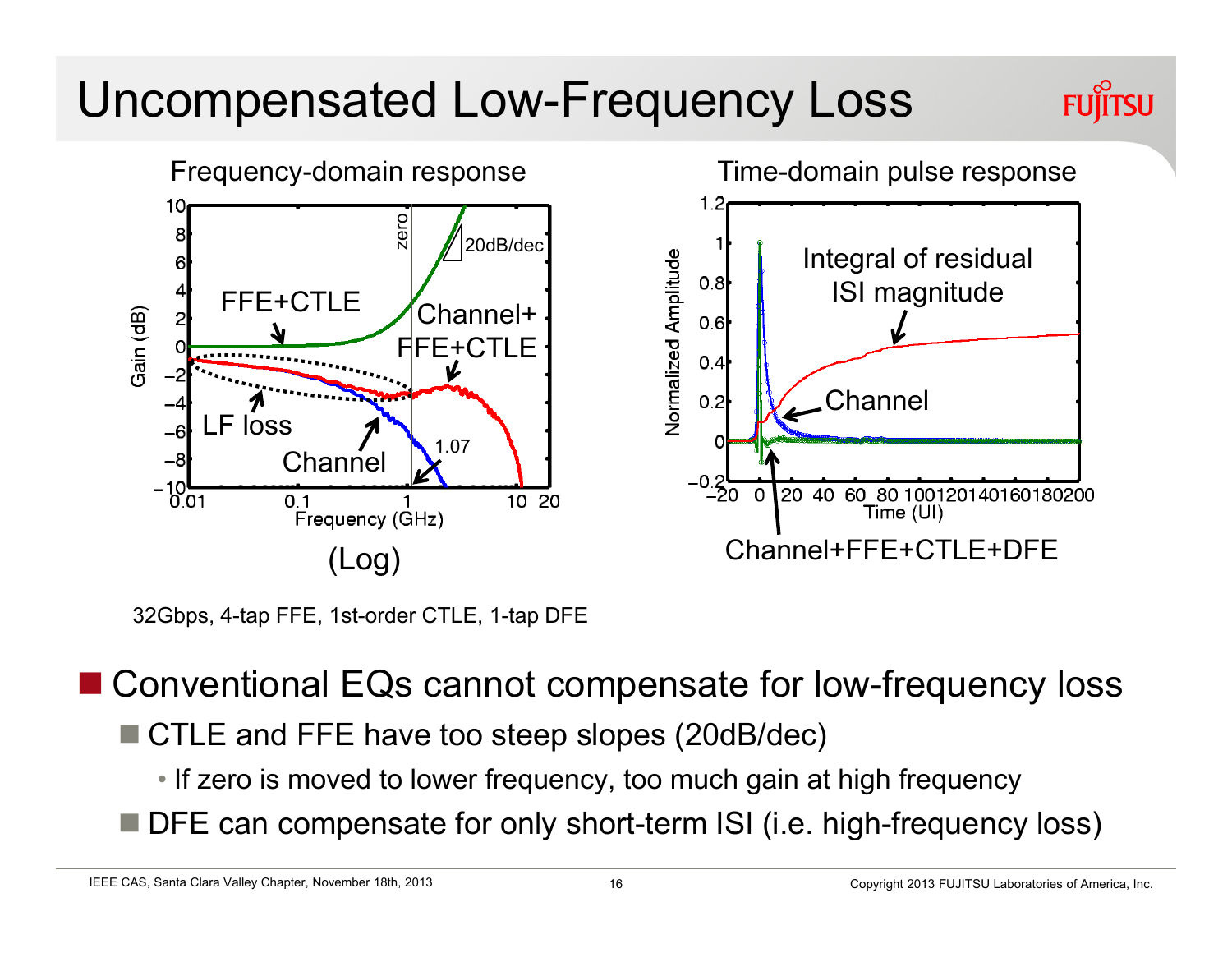# Uncompensated Low-Frequency Loss

Frequency-domain response

Time-domain pulse response

32Gbps, 4-tap FFE, 1st-order CTLE, 1-tap DFE

- Conventional EQs cannot compensate for low-frequency loss
  - CTLE and FFE have too steep slopes (20dB/dec)
    - If zero is moved to lower frequency, too much gain at high frequency
  - DFE can compensate for only short-term ISI (i.e. high-frequency loss)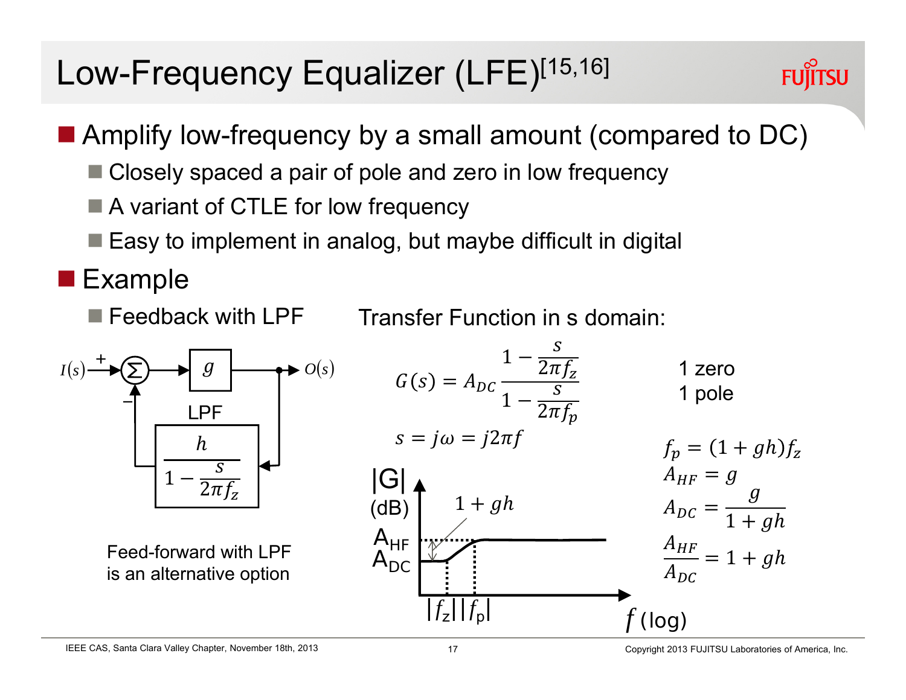# Low-Frequency Equalizer (LFE)[15,16]

- Amplify low-frequency by a small amount (compared to DC)
  - Closely spaced a pair of pole and zero in low frequency
  - A variant of CTLE for low frequency
  - Easy to implement in analog, but maybe difficult in digital
- Example
  - Feedback with LPF

$I(s)$ → (+) Σ → $g$ → $O(s)$, with feedback (−) through LPF: $\dfrac{h}{1 - \dfrac{s}{2\pi f_z}}$

Feed-forward with LPF is an alternative option

Transfer Function in s domain:

$$G(s) = A_{DC} \frac{1 - \dfrac{s}{2\pi f_z}}{1 - \dfrac{s}{2\pi f_p}}$$

1 zero
1 pole

$$s = j\omega = j2\pi f$$

$$f_p = (1 + gh) f_z$$

$$A_{HF} = g$$

$$A_{DC} = \frac{g}{1 + gh}$$

$$\frac{A_{HF}}{A_{DC}} = 1 + gh$$

|G| (dB) vs. $f$ (log): $A_{DC}$ at low frequency rising to $A_{HF}$ between $|f_z|$ and $|f_p|$; ratio $1 + gh$.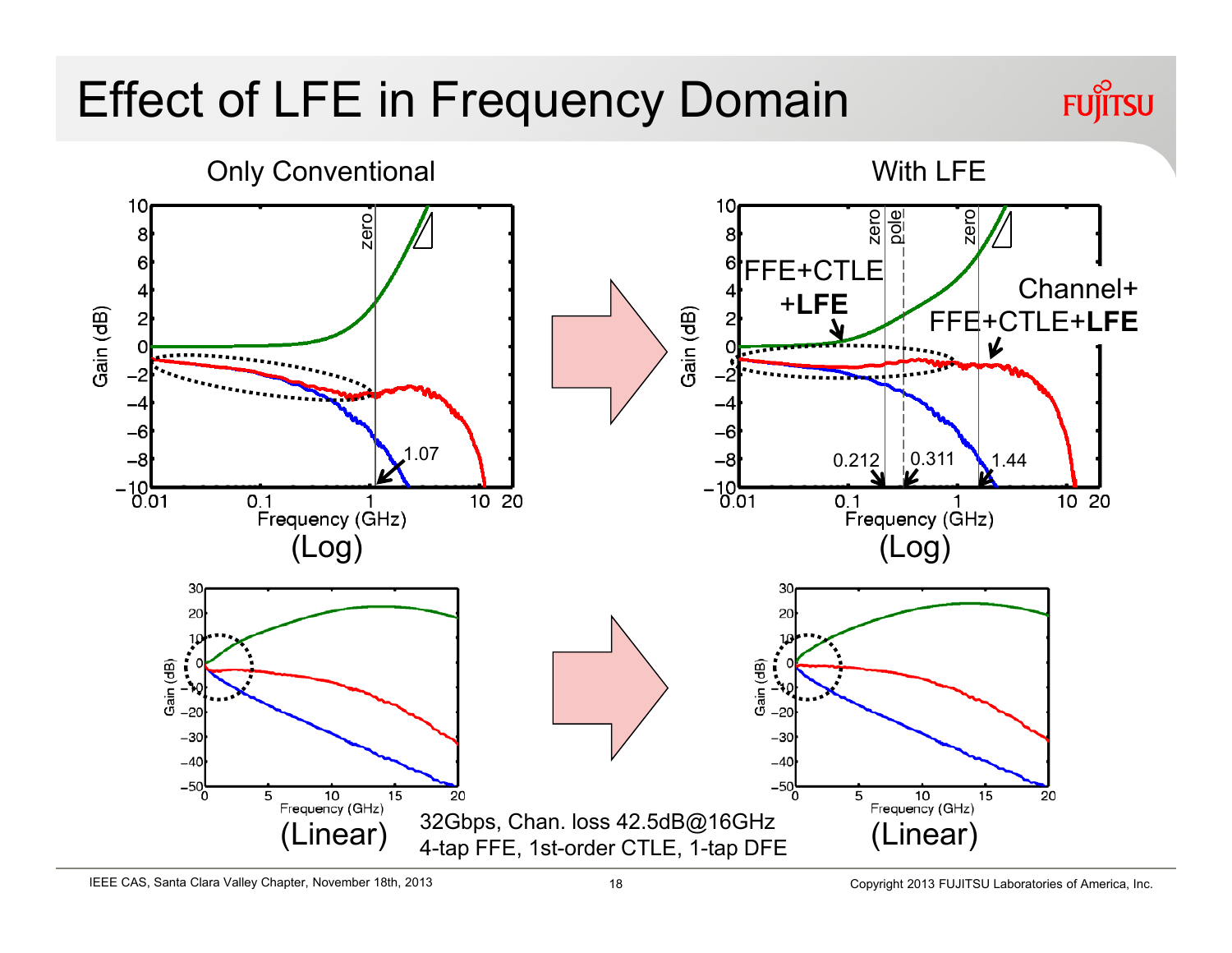# Effect of LFE in Frequency Domain

Only Conventional

With LFE

zero | zero | pole | zero

FFE+CTLE +**LFE**

Channel+ FFE+CTLE+**LFE**

1.07

0.212 | 0.311 | 1.44

Gain (dB)

Frequency (GHz)

(Log) | (Log)

(Linear) | (Linear)

32Gbps, Chan. loss 42.5dB@16GHz
4-tap FFE, 1st-order CTLE, 1-tap DFE

IEEE CAS, Santa Clara Valley Chapter, November 18th, 2013

Copyright 2013 FUJITSU Laboratories of America, Inc.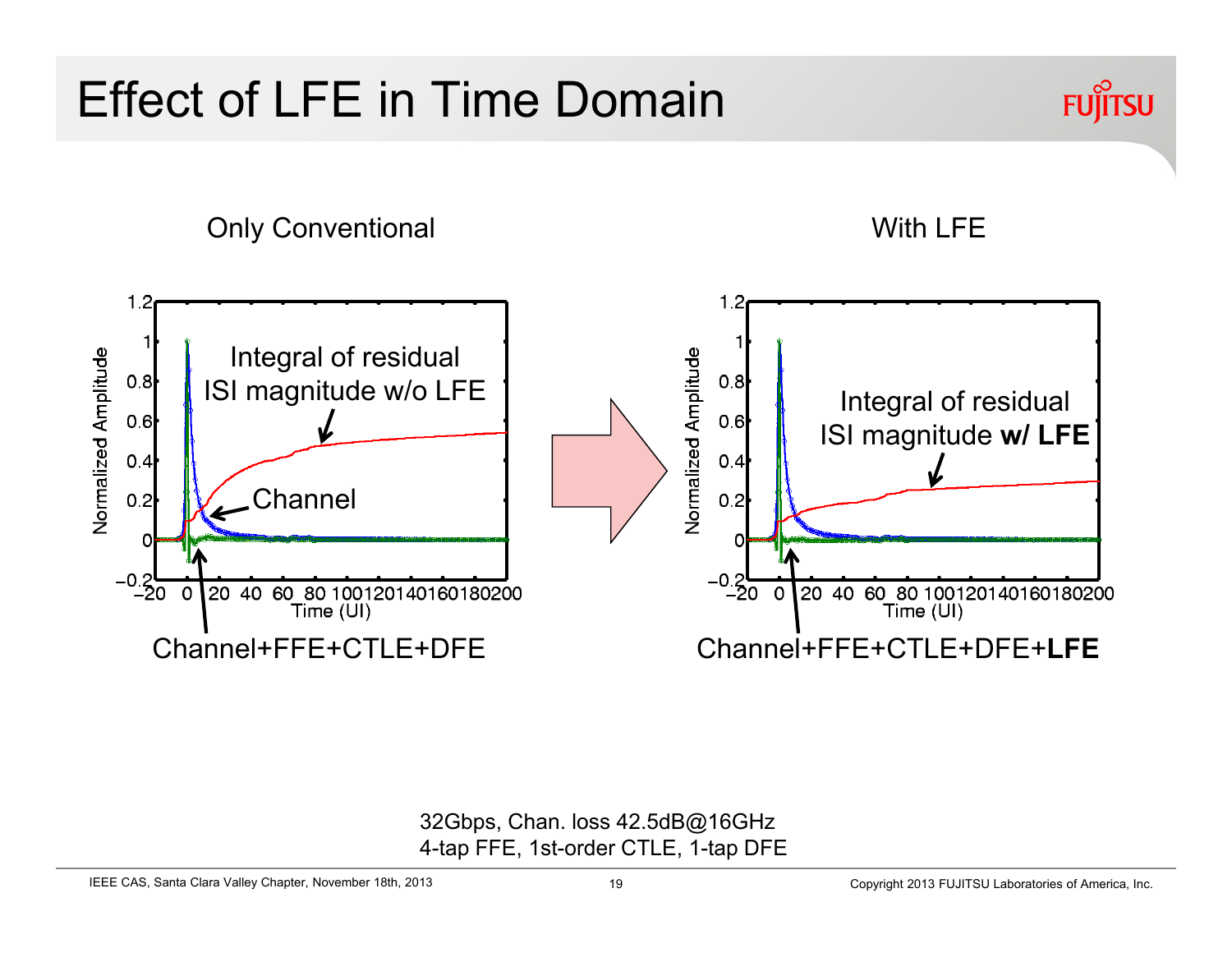# Effect of LFE in Time Domain

Only Conventional

Integral of residual ISI magnitude w/o LFE

Channel

Channel+FFE+CTLE+DFE

With LFE

Integral of residual ISI magnitude **w/ LFE**

Channel+FFE+CTLE+DFE+**LFE**

32Gbps, Chan. loss 42.5dB@16GHz
4-tap FFE, 1st-order CTLE, 1-tap DFE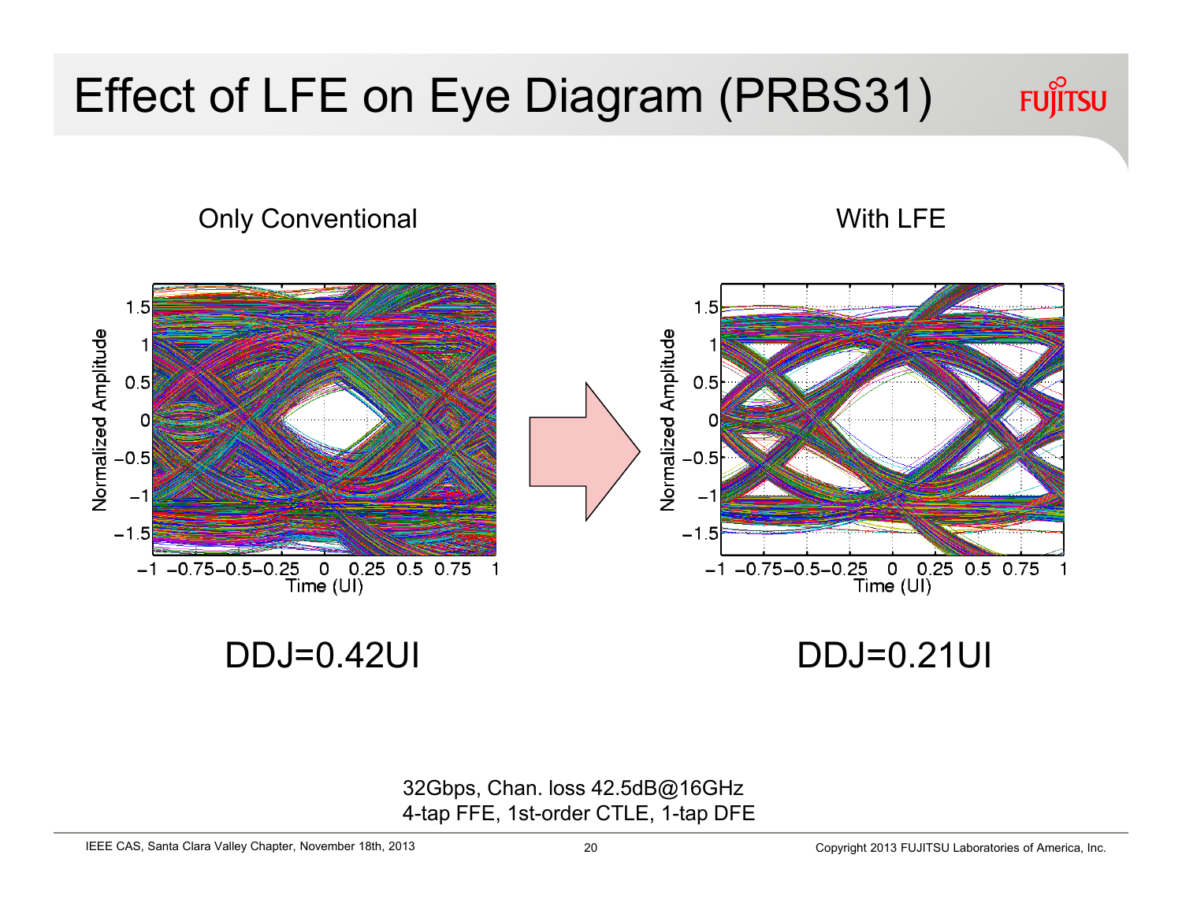# Effect of LFE on Eye Diagram (PRBS31)

Only Conventional

DDJ=0.42UI

With LFE

DDJ=0.21UI

32Gbps, Chan. loss 42.5dB@16GHz
4-tap FFE, 1st-order CTLE, 1-tap DFE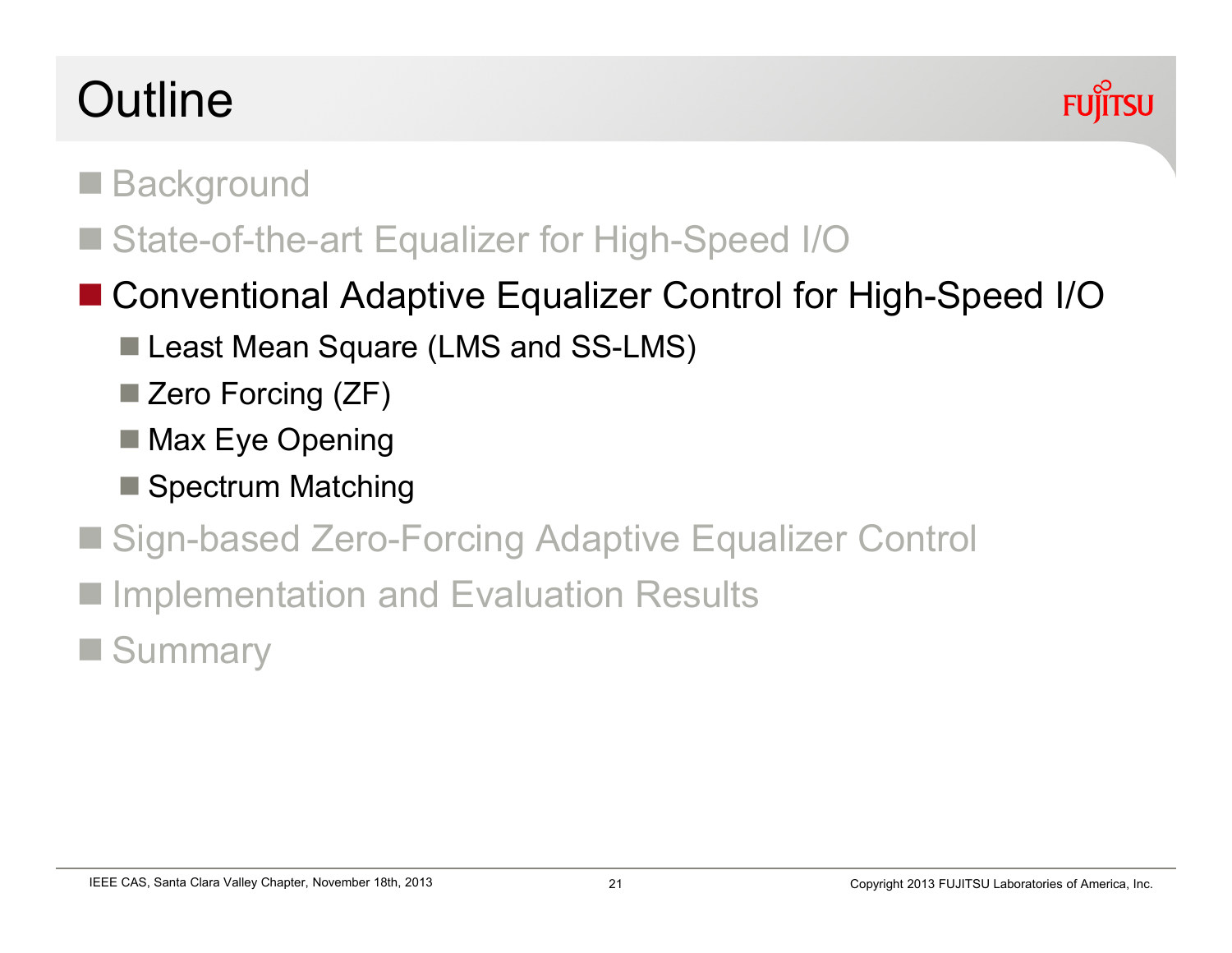# Outline

- Background
- State-of-the-art Equalizer for High-Speed I/O
- **Conventional Adaptive Equalizer Control for High-Speed I/O**
  - Least Mean Square (LMS and SS-LMS)
  - Zero Forcing (ZF)
  - Max Eye Opening
  - Spectrum Matching
- Sign-based Zero-Forcing Adaptive Equalizer Control
- Implementation and Evaluation Results
- Summary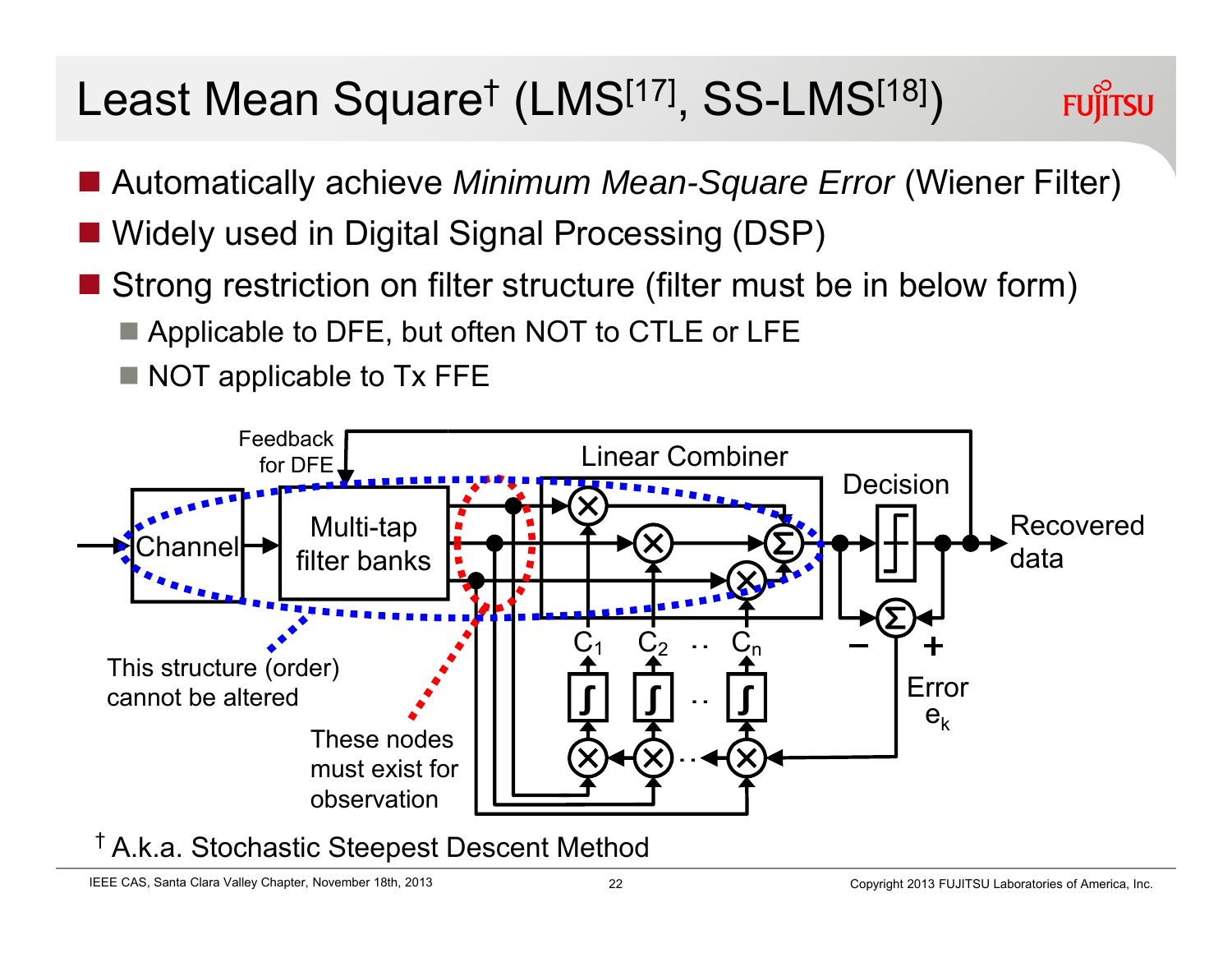# Least Mean Square† (LMS[17], SS-LMS[18])

- Automatically achieve *Minimum Mean-Square Error* (Wiener Filter)
- Widely used in Digital Signal Processing (DSP)
- Strong restriction on filter structure (filter must be in below form)
  - Applicable to DFE, but often NOT to CTLE or LFE
  - NOT applicable to Tx FFE

Feedback for DFE

Channel

Multi-tap filter banks

Linear Combiner

Decision

Recovered data

$C_1$ $C_2$ .. $C_n$

Error $e_k$

This structure (order) cannot be altered

These nodes must exist for observation

† A.k.a. Stochastic Steepest Descent Method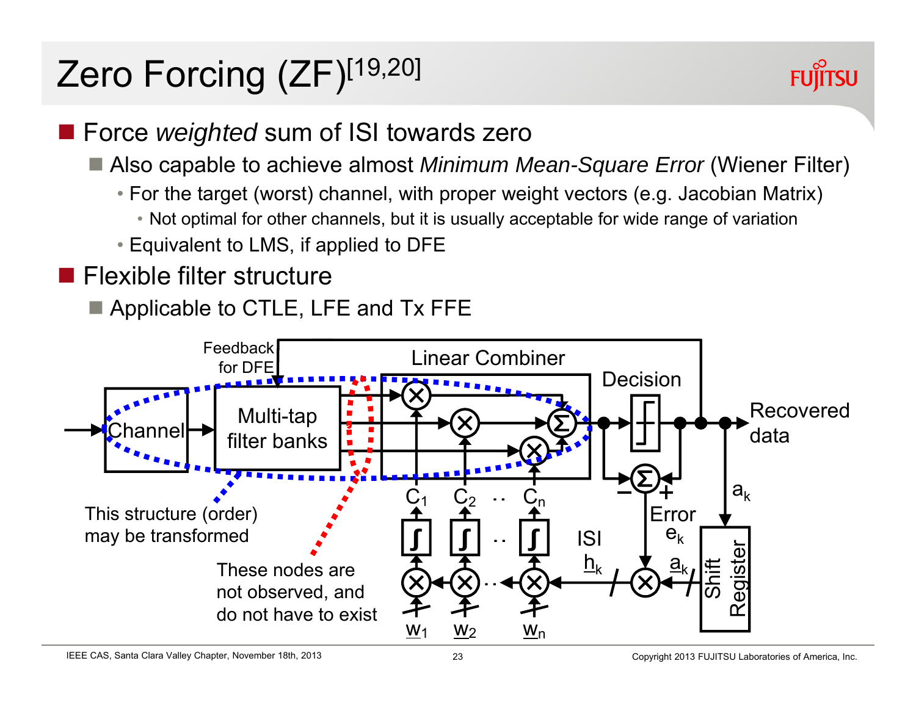# Zero Forcing (ZF)[19,20]

- Force *weighted* sum of ISI towards zero
  - Also capable to achieve almost *Minimum Mean-Square Error* (Wiener Filter)
    - For the target (worst) channel, with proper weight vectors (e.g. Jacobian Matrix)
      - Not optimal for other channels, but it is usually acceptable for wide range of variation
    - Equivalent to LMS, if applied to DFE
- Flexible filter structure
  - Applicable to CTLE, LFE and Tx FFE

Feedback for DFE

Channel

Multi-tap filter banks

Linear Combiner

Decision

Recovered data

$C_1$ $C_2$ .. $C_n$

Error $e_k$

$a_k$

ISI $h_k$

Shift Register

$w_1$ $w_2$ $w_n$

This structure (order) may be transformed

These nodes are not observed, and do not have to exist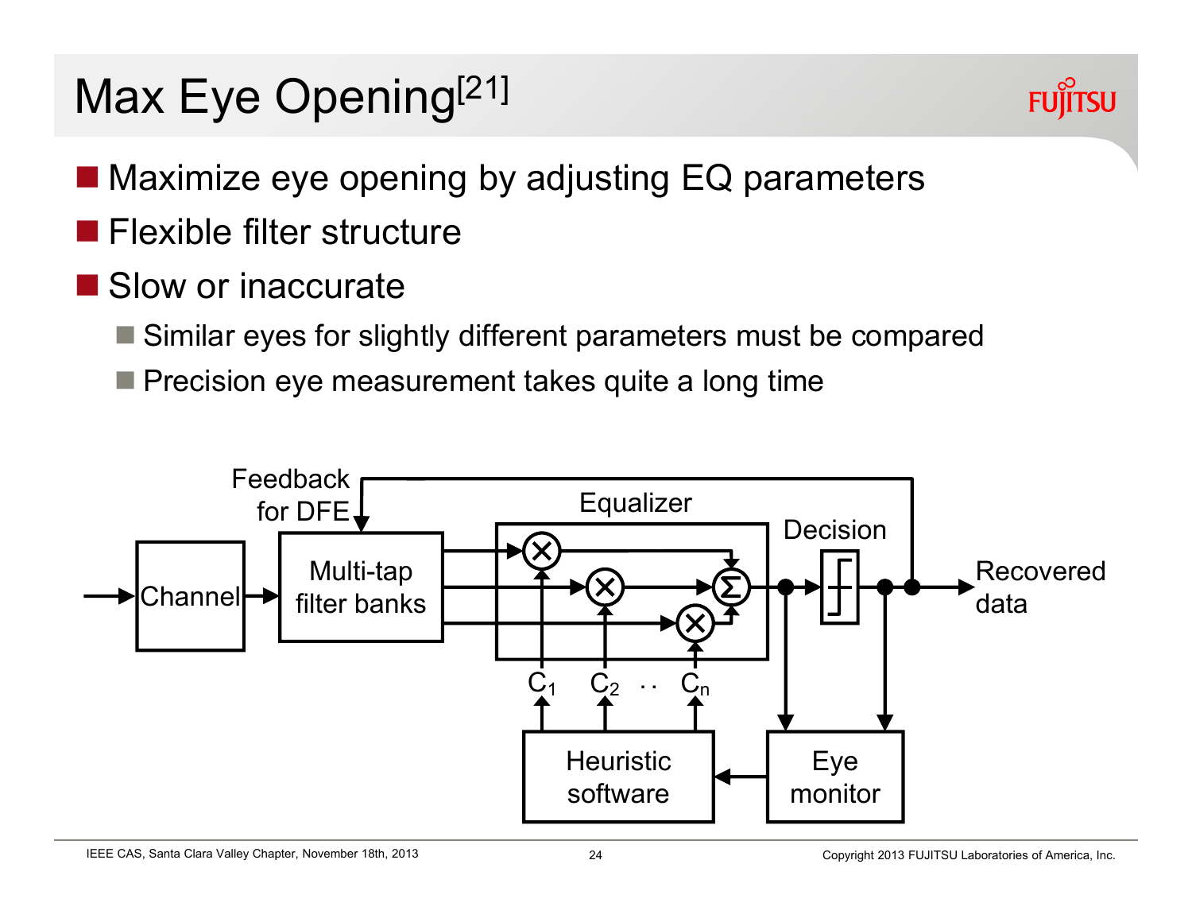# Max Eye Opening[21]

- Maximize eye opening by adjusting EQ parameters
- Flexible filter structure
- Slow or inaccurate
  - Similar eyes for slightly different parameters must be compared
  - Precision eye measurement takes quite a long time

Feedback for DFE

Channel

Multi-tap filter banks

Equalizer

Decision

Recovered data

$C_1$ $C_2$ ·· $C_n$

Heuristic software

Eye monitor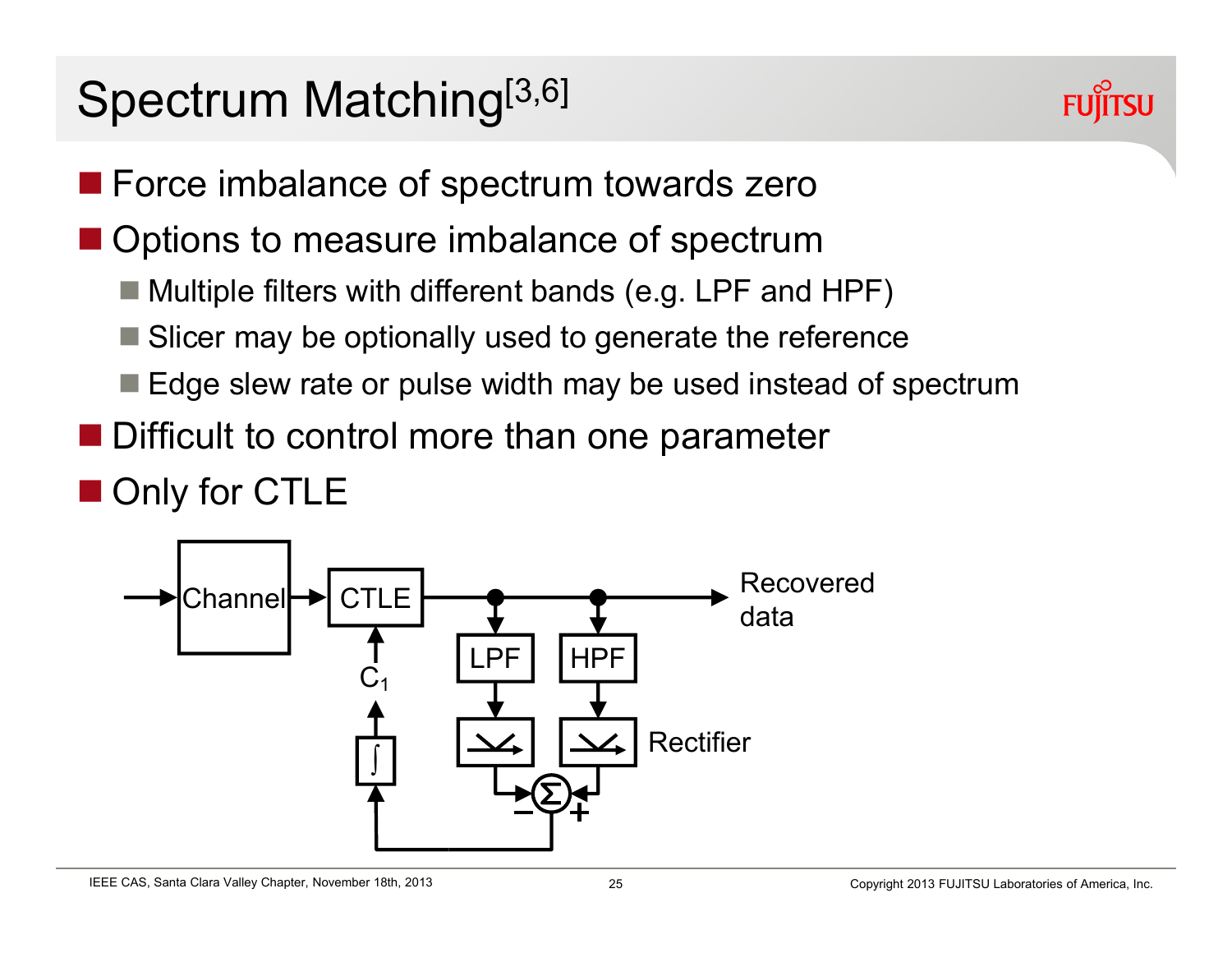# Spectrum Matching[3,6]

- Force imbalance of spectrum towards zero
- Options to measure imbalance of spectrum
  - Multiple filters with different bands (e.g. LPF and HPF)
  - Slicer may be optionally used to generate the reference
  - Edge slew rate or pulse width may be used instead of spectrum
- Difficult to control more than one parameter
- Only for CTLE

Channel → CTLE → Recovered data

LPF, HPF, Rectifier, $\Sigma$, $C_1$, $\int$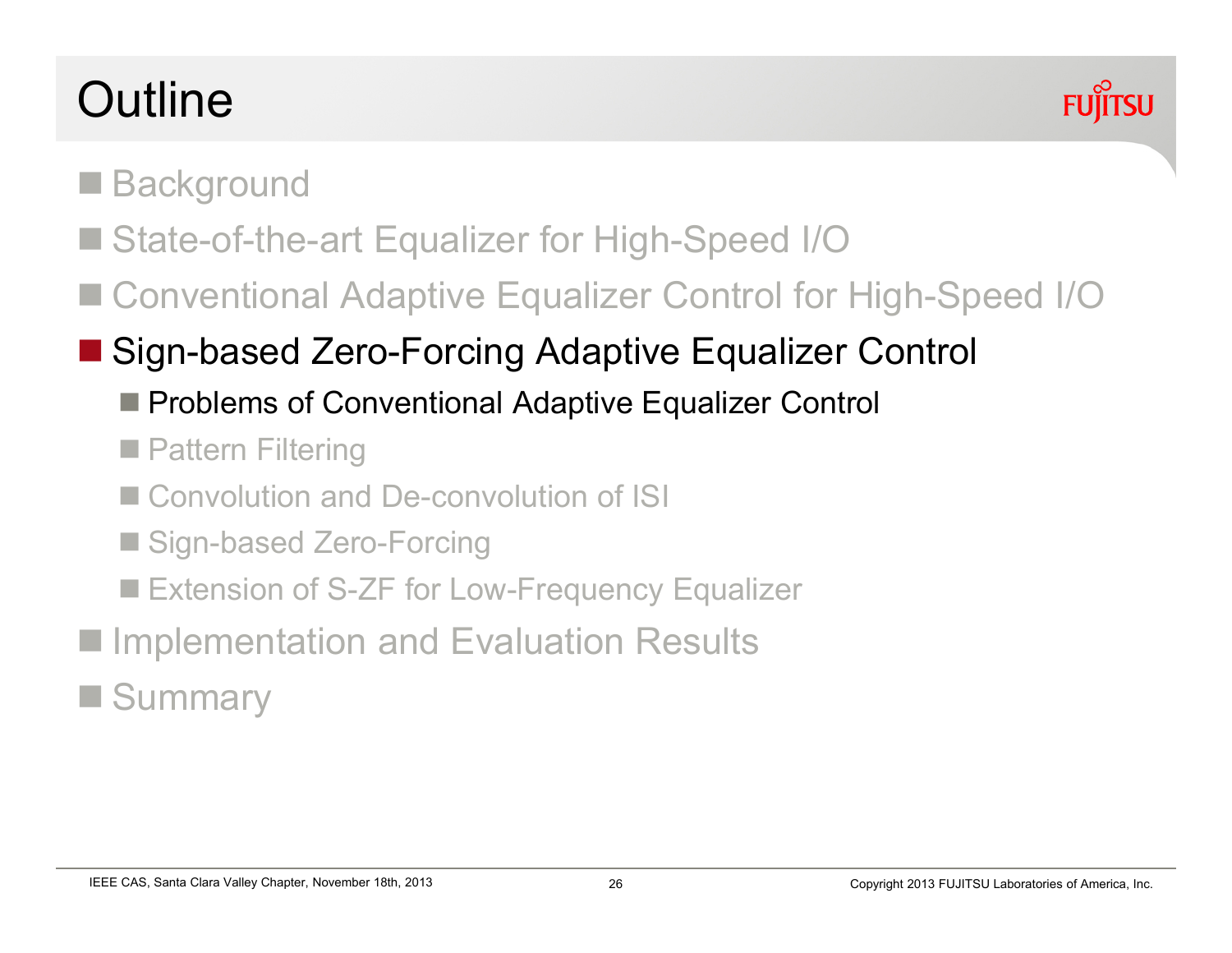# Outline

- Background
- State-of-the-art Equalizer for High-Speed I/O
- Conventional Adaptive Equalizer Control for High-Speed I/O
- Sign-based Zero-Forcing Adaptive Equalizer Control
  - Problems of Conventional Adaptive Equalizer Control
  - Pattern Filtering
  - Convolution and De-convolution of ISI
  - Sign-based Zero-Forcing
  - Extension of S-ZF for Low-Frequency Equalizer
- Implementation and Evaluation Results
- Summary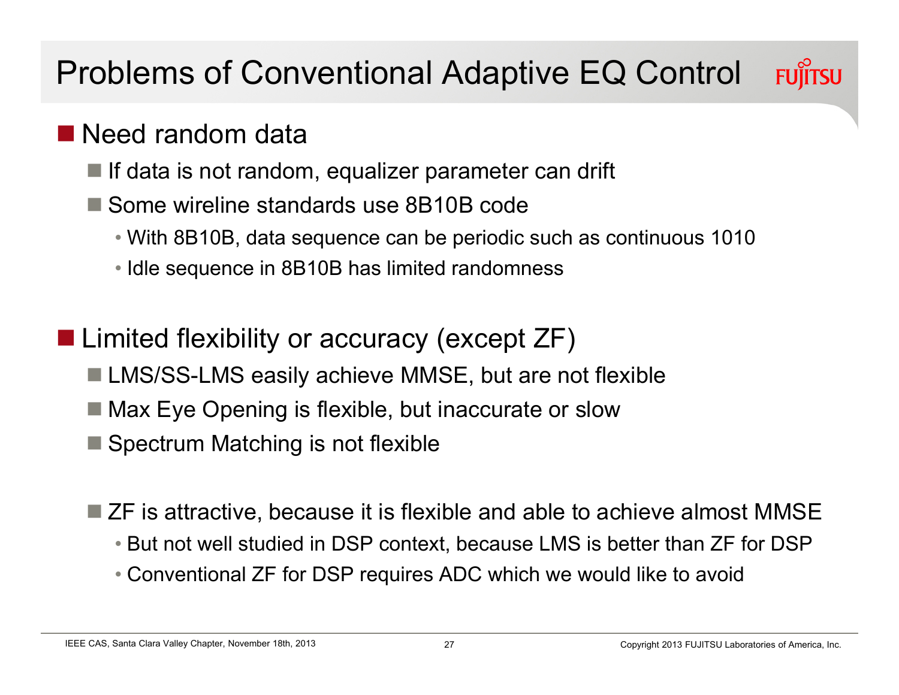# Problems of Conventional Adaptive EQ Control

- **Need random data**
  - If data is not random, equalizer parameter can drift
  - Some wireline standards use 8B10B code
    - With 8B10B, data sequence can be periodic such as continuous 1010
    - Idle sequence in 8B10B has limited randomness

- **Limited flexibility or accuracy (except ZF)**
  - LMS/SS-LMS easily achieve MMSE, but are not flexible
  - Max Eye Opening is flexible, but inaccurate or slow
  - Spectrum Matching is not flexible

  - ZF is attractive, because it is flexible and able to achieve almost MMSE
    - But not well studied in DSP context, because LMS is better than ZF for DSP
    - Conventional ZF for DSP requires ADC which we would like to avoid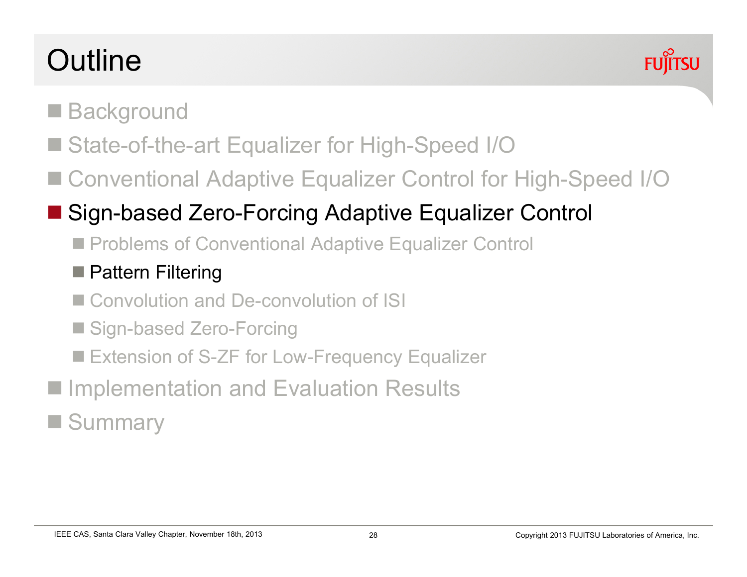# Outline

- Background
- State-of-the-art Equalizer for High-Speed I/O
- Conventional Adaptive Equalizer Control for High-Speed I/O
- Sign-based Zero-Forcing Adaptive Equalizer Control
  - Problems of Conventional Adaptive Equalizer Control
  - Pattern Filtering
  - Convolution and De-convolution of ISI
  - Sign-based Zero-Forcing
  - Extension of S-ZF for Low-Frequency Equalizer
- Implementation and Evaluation Results
- Summary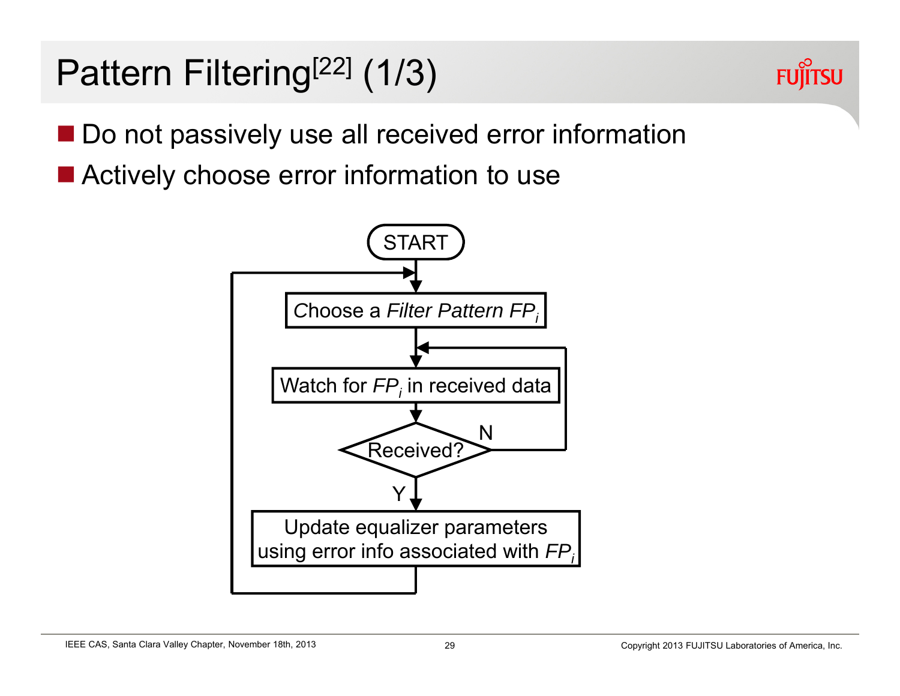# Pattern Filtering[22] (1/3)

- Do not passively use all received error information
- Actively choose error information to use

START

Choose a *Filter Pattern* $FP_i$

Watch for $FP_i$ in received data

Received?

N

Y

Update equalizer parameters using error info associated with $FP_i$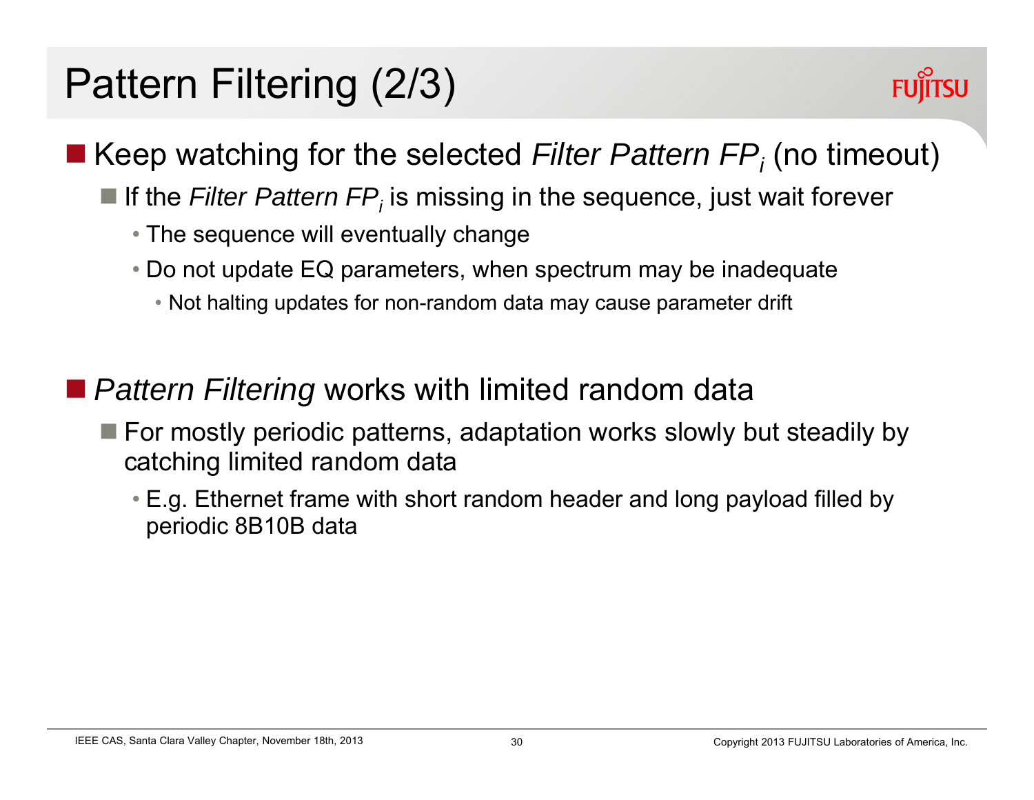# Pattern Filtering (2/3)

- Keep watching for the selected *Filter Pattern* $FP_i$ (no timeout)
  - If the *Filter Pattern* $FP_i$ is missing in the sequence, just wait forever
    - The sequence will eventually change
    - Do not update EQ parameters, when spectrum may be inadequate
      - Not halting updates for non-random data may cause parameter drift

- *Pattern Filtering* works with limited random data
  - For mostly periodic patterns, adaptation works slowly but steadily by catching limited random data
    - E.g. Ethernet frame with short random header and long payload filled by periodic 8B10B data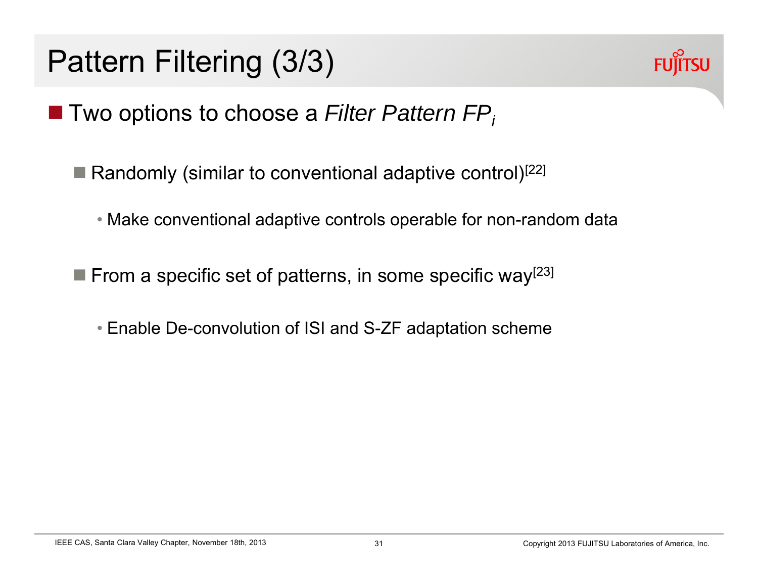# Pattern Filtering (3/3)

- Two options to choose a *Filter Pattern* $FP_i$
  - Randomly (similar to conventional adaptive control)[22]
    - Make conventional adaptive controls operable for non-random data
  - From a specific set of patterns, in some specific way[23]
    - Enable De-convolution of ISI and S-ZF adaptation scheme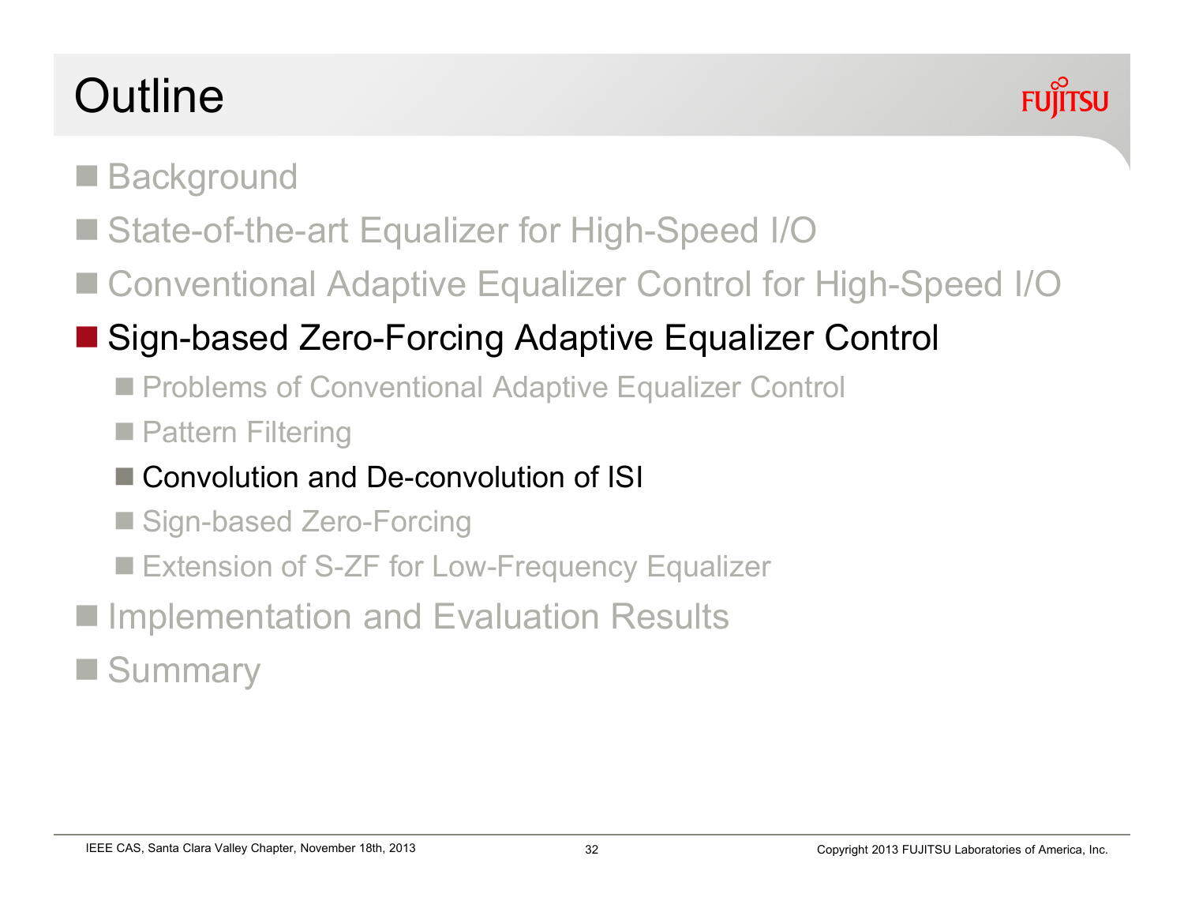# Outline

- Background
- State-of-the-art Equalizer for High-Speed I/O
- Conventional Adaptive Equalizer Control for High-Speed I/O
- **Sign-based Zero-Forcing Adaptive Equalizer Control**
  - Problems of Conventional Adaptive Equalizer Control
  - Pattern Filtering
  - **Convolution and De-convolution of ISI**
  - Sign-based Zero-Forcing
  - Extension of S-ZF for Low-Frequency Equalizer
- Implementation and Evaluation Results
- Summary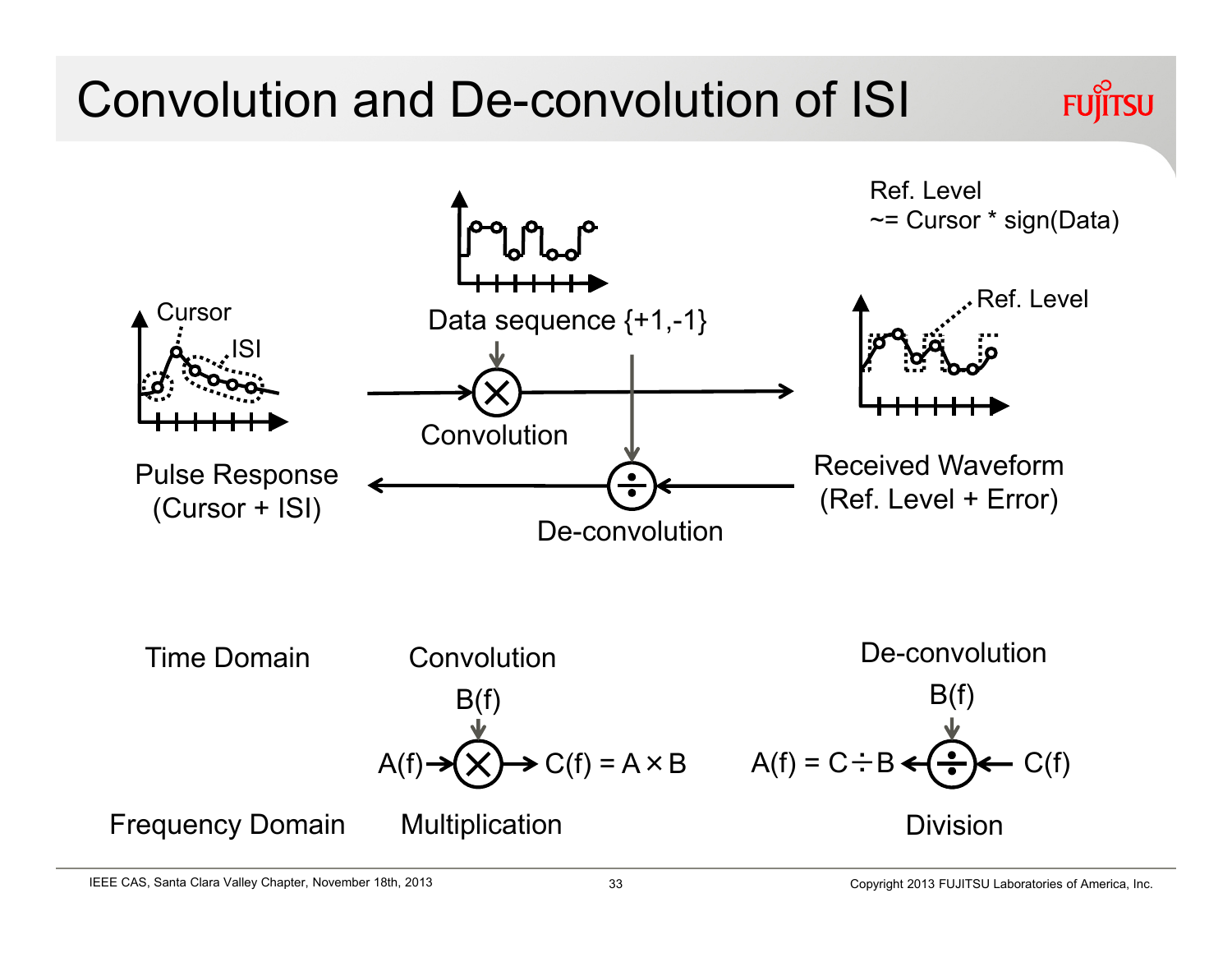# Convolution and De-convolution of ISI

Ref. Level
~= Cursor * sign(Data)

Cursor

ISI

Pulse Response
(Cursor + ISI)

Data sequence {+1,-1}

Convolution

De-convolution

Ref. Level

Received Waveform
(Ref. Level + Error)

| Time Domain | Convolution | De-convolution |
|---|---|---|
| | B(f) | B(f) |
| | $A(f) \rightarrow \otimes \rightarrow C(f) = A \times B$ | $A(f) = C \div B \leftarrow \div \leftarrow C(f)$ |
| Frequency Domain | Multiplication | Division |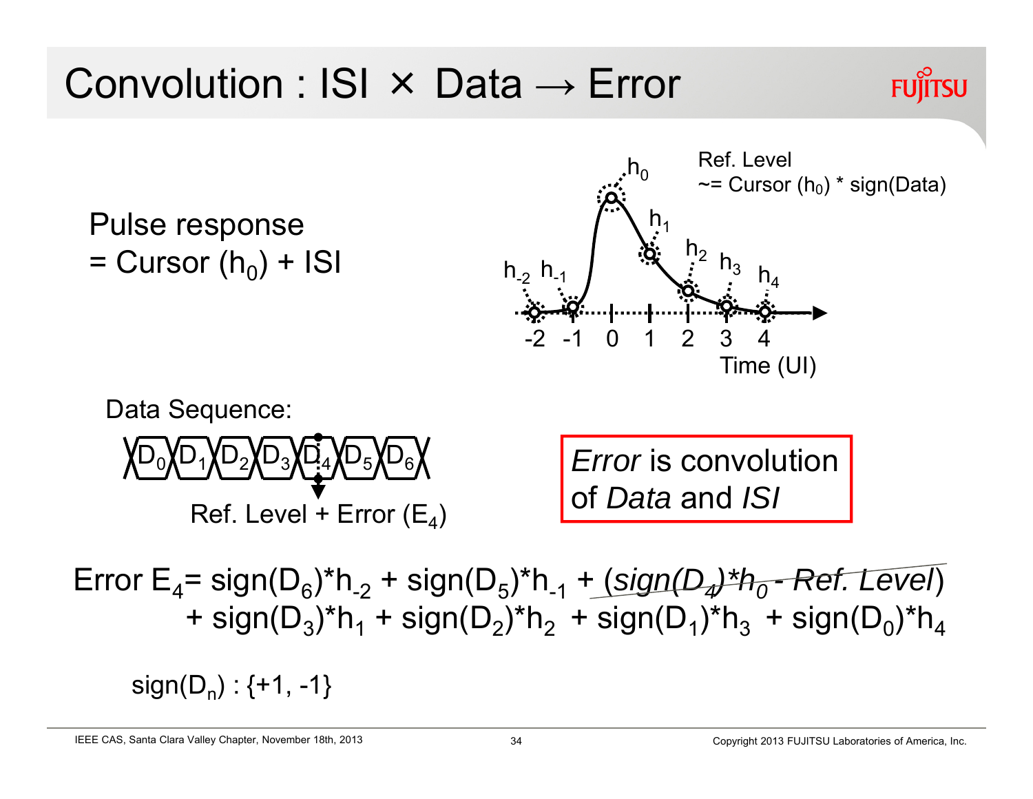# Convolution : ISI × Data → Error

Pulse response
= Cursor ($h_0$) + ISI

Ref. Level
~= Cursor ($h_0$) * sign(Data)

$h_{-2}$ $h_{-1}$ $h_0$ $h_1$ $h_2$ $h_3$ $h_4$

-2 -1 0 1 2 3 4
Time (UI)

Data Sequence:

$D_0$ $D_1$ $D_2$ $D_3$ $D_4$ $D_5$ $D_6$

Ref. Level + Error ($E_4$)

*Error* is convolution of *Data* and *ISI*

$$\text{Error } E_4 = \text{sign}(D_6)*h_{-2} + \text{sign}(D_5)*h_{-1} + (\text{sign}(D_4)*h_0 - \text{Ref. Level}) + \text{sign}(D_3)*h_1 + \text{sign}(D_2)*h_2 + \text{sign}(D_1)*h_3 + \text{sign}(D_0)*h_4$$

$\text{sign}(D_n) : \{+1, -1\}$

IEEE CAS, Santa Clara Valley Chapter, November 18th, 2013

Copyright 2013 FUJITSU Laboratories of America, Inc.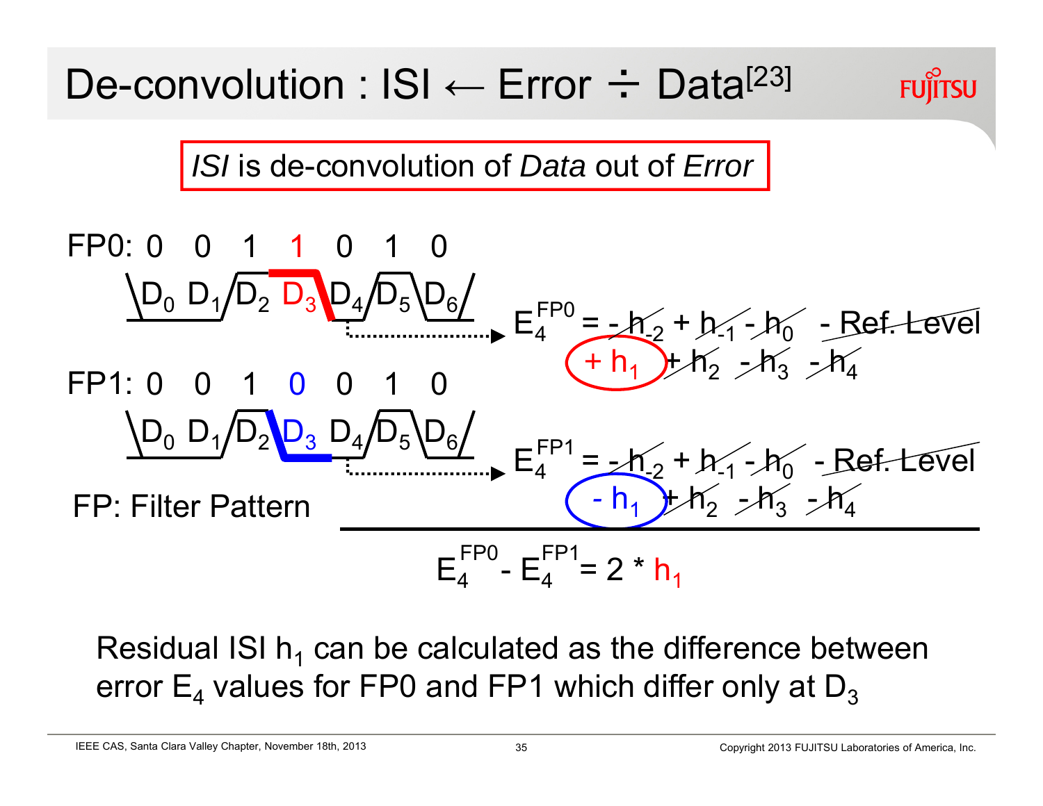# De-convolution : ISI ← Error ÷ Data[23]

*ISI* is de-convolution of *Data* out of *Error*

FP0: 0 0 1 1 0 1 0

$D_0$ $D_1$ $D_2$ $D_3$ $D_4$ $D_5$ $D_6$

$$E_4^{FP0} = -h_{-2} + h_{-1} - h_0 - \text{Ref. Level} + h_1 + h_2 - h_3 - h_4$$

FP1: 0 0 1 0 0 1 0

$D_0$ $D_1$ $D_2$ $D_3$ $D_4$ $D_5$ $D_6$

$$E_4^{FP1} = -h_{-2} + h_{-1} - h_0 - \text{Ref. Level} - h_1 + h_2 - h_3 - h_4$$

FP: Filter Pattern

$$E_4^{FP0} - E_4^{FP1} = 2 * h_1$$

Residual ISI $h_1$ can be calculated as the difference between error $E_4$ values for FP0 and FP1 which differ only at $D_3$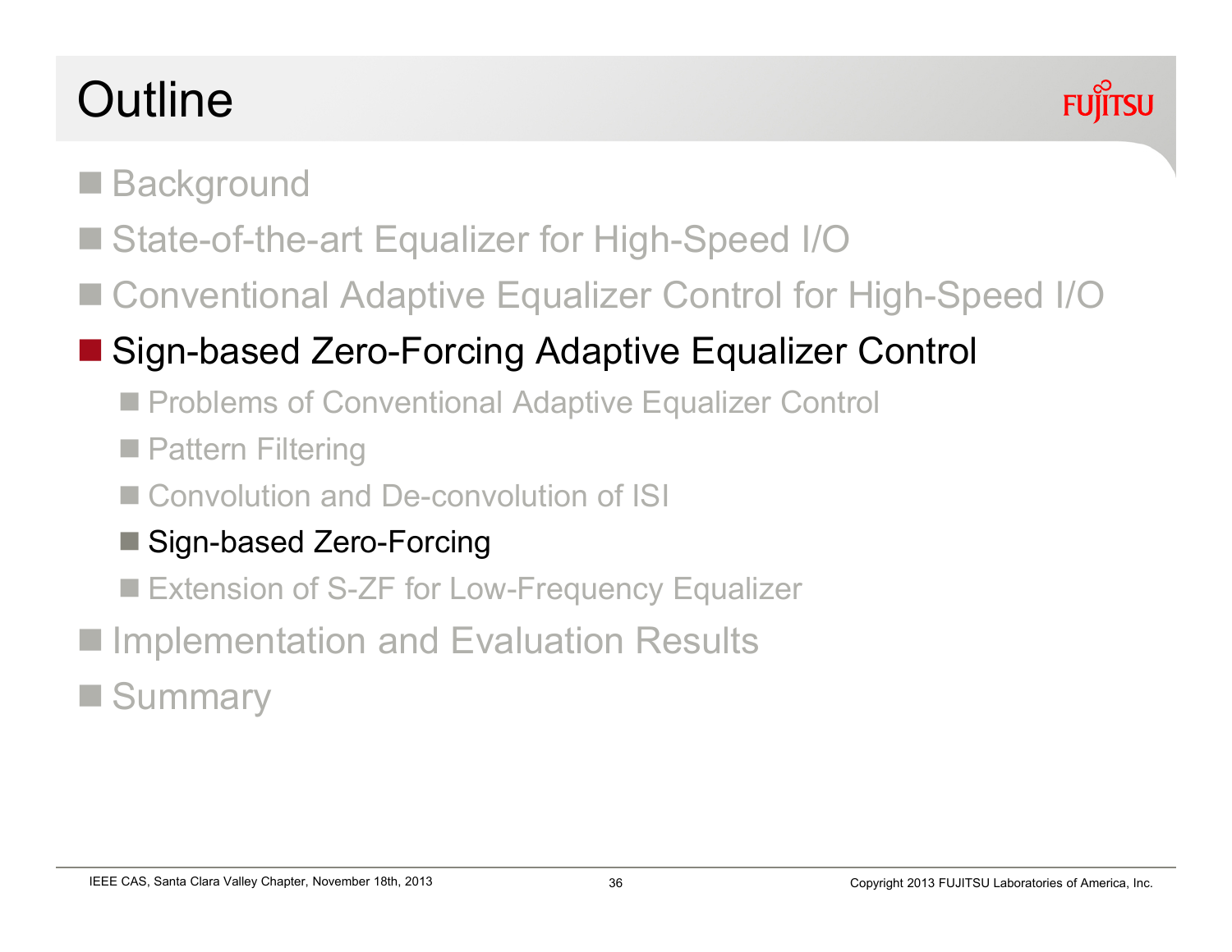# Outline

- Background
- State-of-the-art Equalizer for High-Speed I/O
- Conventional Adaptive Equalizer Control for High-Speed I/O
- **Sign-based Zero-Forcing Adaptive Equalizer Control**
  - Problems of Conventional Adaptive Equalizer Control
  - Pattern Filtering
  - Convolution and De-convolution of ISI
  - **Sign-based Zero-Forcing**
  - Extension of S-ZF for Low-Frequency Equalizer
- Implementation and Evaluation Results
- Summary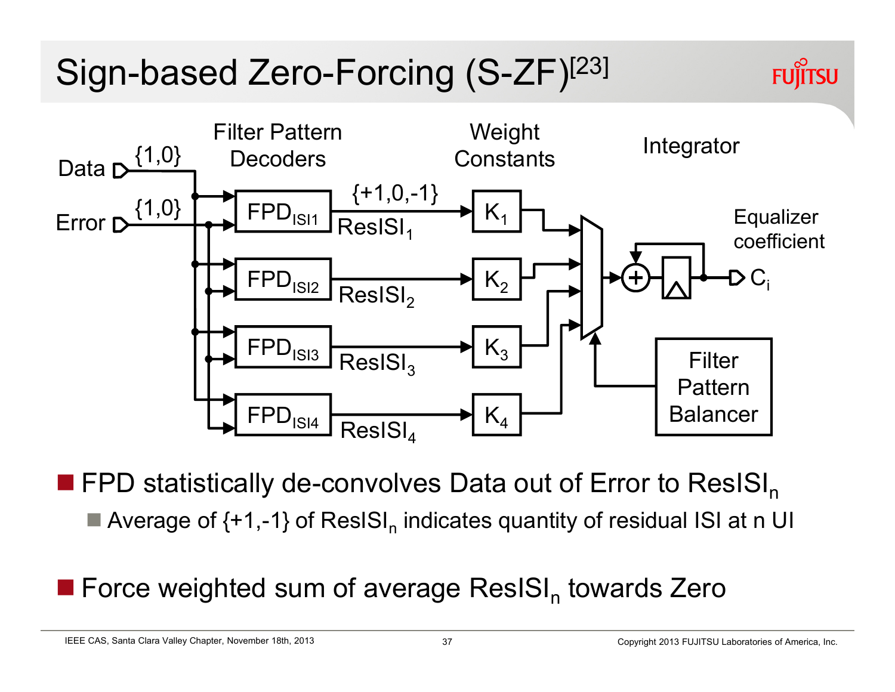# Sign-based Zero-Forcing (S-ZF)[23]

Filter Pattern Decoders | Weight Constants | Integrator

Data {1,0}

Error {1,0}

$FPD_{ISI1}$ → {+1,0,-1} $ResISI_1$ → $K_1$

$FPD_{ISI2}$ → $ResISI_2$ → $K_2$

$FPD_{ISI3}$ → $ResISI_3$ → $K_3$

$FPD_{ISI4}$ → $ResISI_4$ → $K_4$

Filter Pattern Balancer

Equalizer coefficient $C_i$

- FPD statistically de-convolves Data out of Error to $ResISI_n$
  - Average of {+1,-1} of $ResISI_n$ indicates quantity of residual ISI at n UI
- Force weighted sum of average $ResISI_n$ towards Zero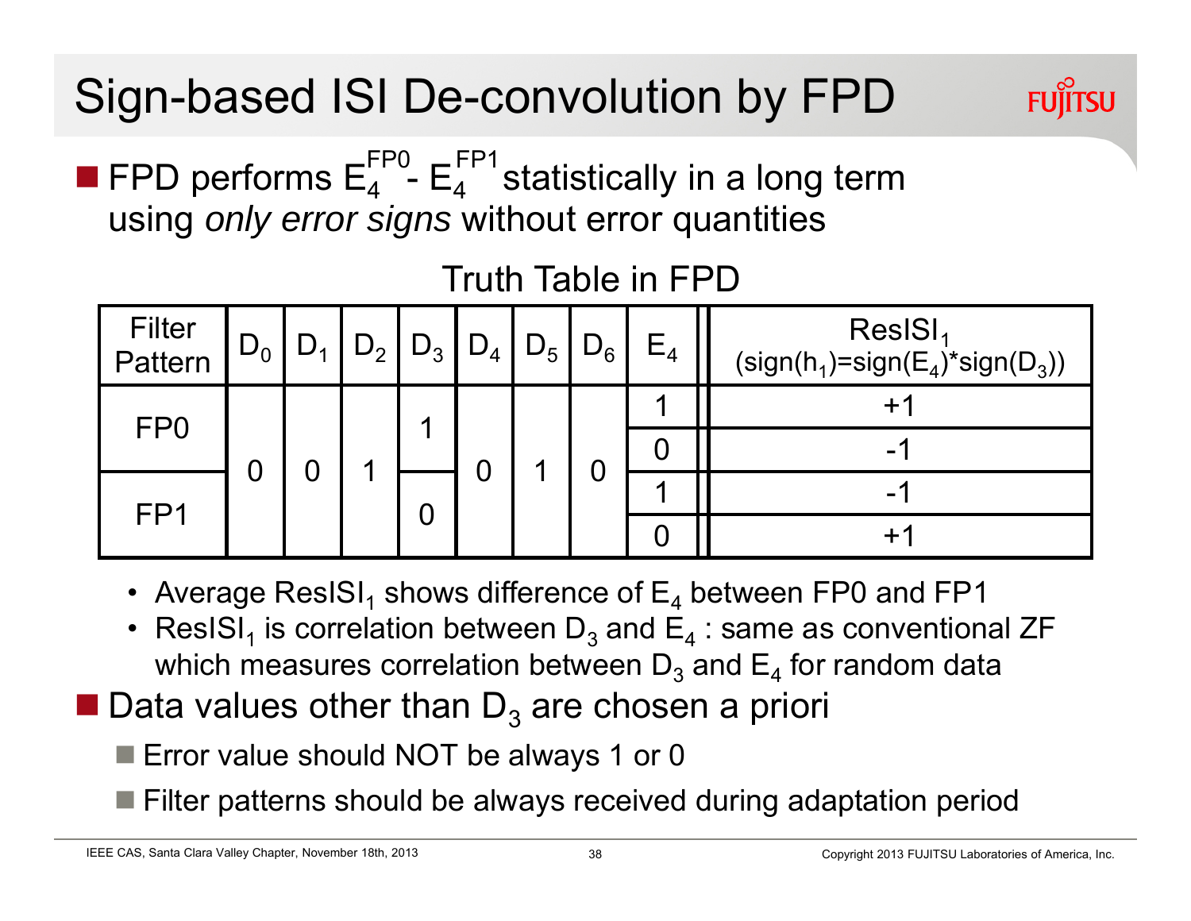# Sign-based ISI De-convolution by FPD

- FPD performs $E_4^{FP0} - E_4^{FP1}$ statistically in a long term using *only error signs* without error quantities

Truth Table in FPD

| Filter Pattern | $D_0$ | $D_1$ | $D_2$ | $D_3$ | $D_4$ | $D_5$ | $D_6$ | $E_4$ | $ResISI_1$ ($sign(h_1)=sign(E_4)*sign(D_3)$) |
|---|---|---|---|---|---|---|---|---|---|
| FP0 | 0 | 0 | 1 | 1 | 0 | 1 | 0 | 1 | +1 |
| | | | | | | | | 0 | -1 |
| FP1 | | | | 0 | | | | 1 | -1 |
| | | | | | | | | 0 | +1 |

- Average $ResISI_1$ shows difference of $E_4$ between FP0 and FP1
- $ResISI_1$ is correlation between $D_3$ and $E_4$ : same as conventional ZF which measures correlation between $D_3$ and $E_4$ for random data

- Data values other than $D_3$ are chosen a priori
  - Error value should NOT be always 1 or 0
  - Filter patterns should be always received during adaptation period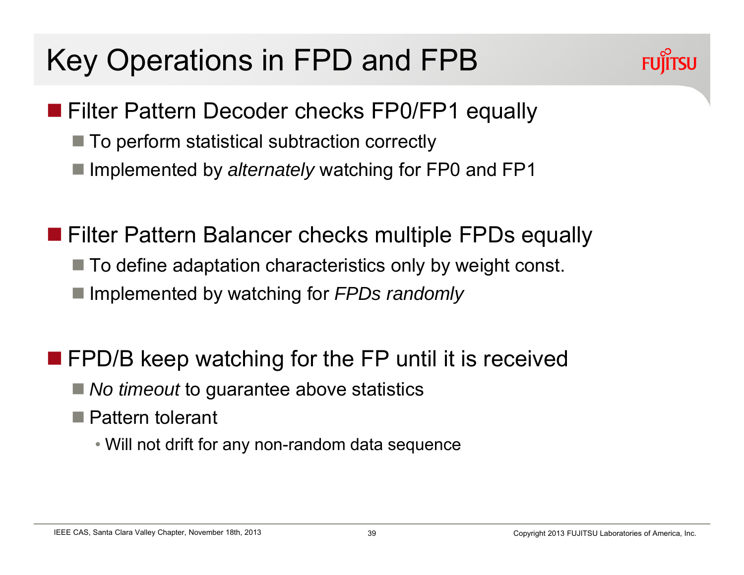# Key Operations in FPD and FPB

- Filter Pattern Decoder checks FP0/FP1 equally
  - To perform statistical subtraction correctly
  - Implemented by *alternately* watching for FP0 and FP1

- Filter Pattern Balancer checks multiple FPDs equally
  - To define adaptation characteristics only by weight const.
  - Implemented by watching for *FPDs randomly*

- FPD/B keep watching for the FP until it is received
  - *No timeout* to guarantee above statistics
  - Pattern tolerant
    - Will not drift for any non-random data sequence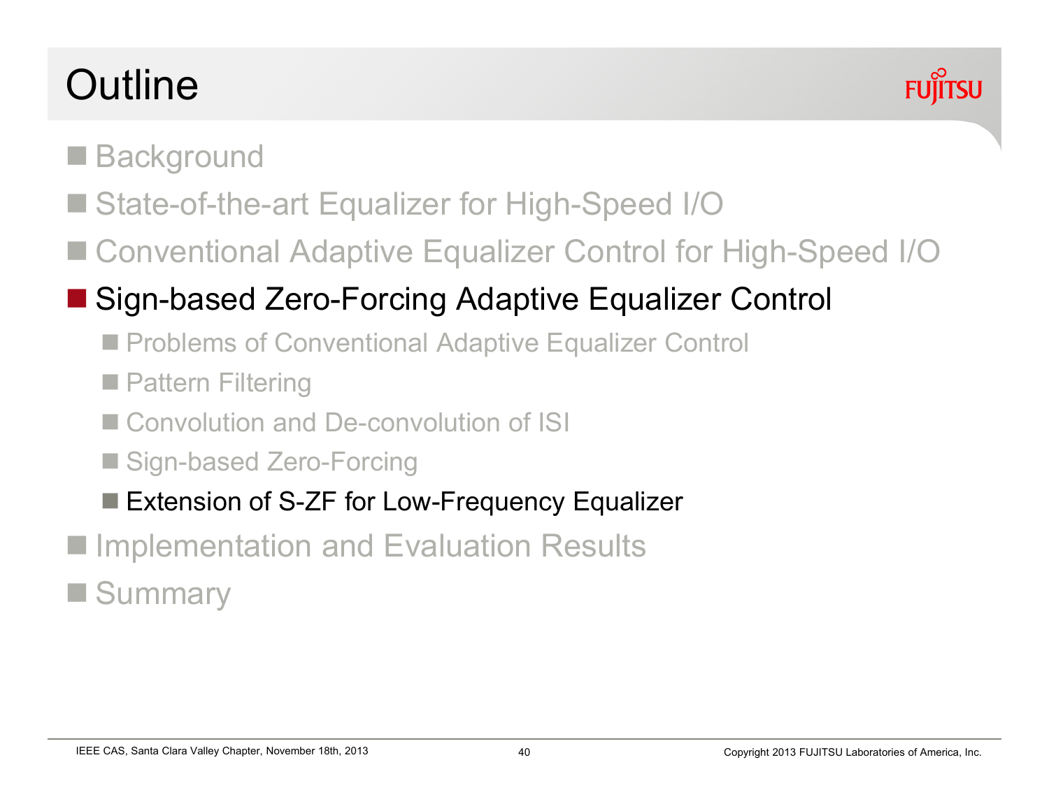# Outline

- Background
- State-of-the-art Equalizer for High-Speed I/O
- Conventional Adaptive Equalizer Control for High-Speed I/O
- Sign-based Zero-Forcing Adaptive Equalizer Control
  - Problems of Conventional Adaptive Equalizer Control
  - Pattern Filtering
  - Convolution and De-convolution of ISI
  - Sign-based Zero-Forcing
  - Extension of S-ZF for Low-Frequency Equalizer
- Implementation and Evaluation Results
- Summary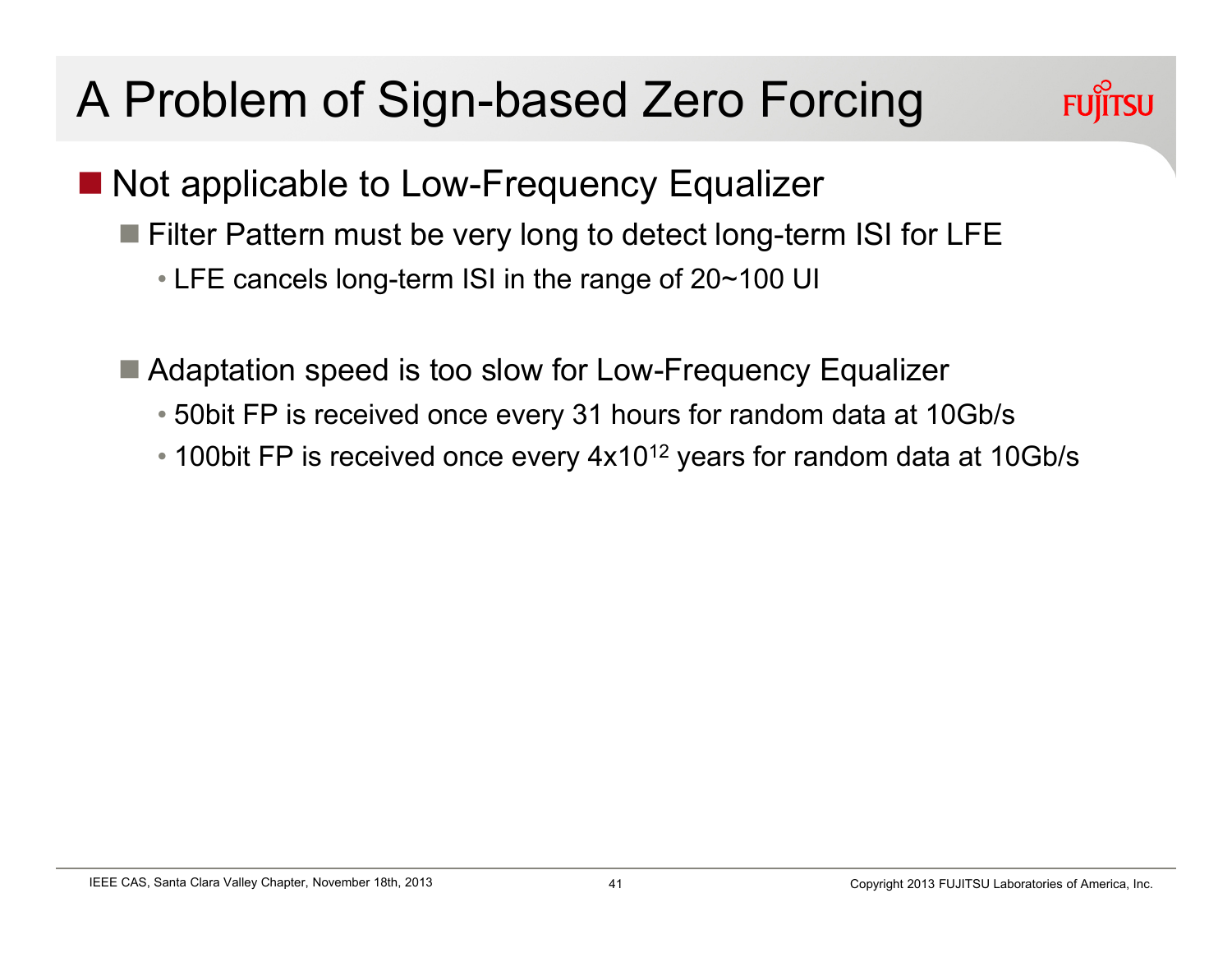# A Problem of Sign-based Zero Forcing

- Not applicable to Low-Frequency Equalizer
  - Filter Pattern must be very long to detect long-term ISI for LFE
    - LFE cancels long-term ISI in the range of 20~100 UI
  - Adaptation speed is too slow for Low-Frequency Equalizer
    - 50bit FP is received once every 31 hours for random data at 10Gb/s
    - 100bit FP is received once every $4 \times 10^{12}$ years for random data at 10Gb/s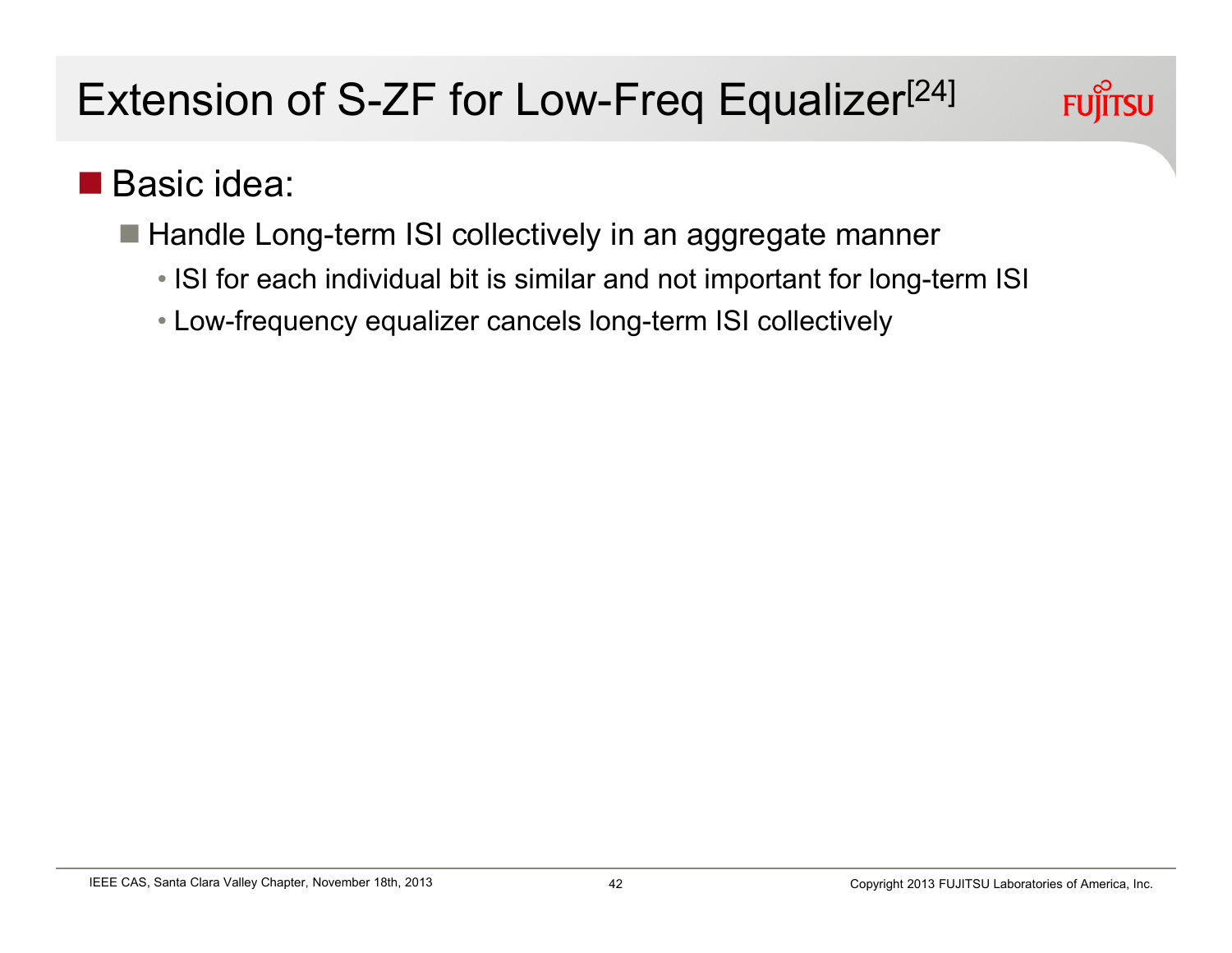# Extension of S-ZF for Low-Freq Equalizer[24]

- Basic idea:
  - Handle Long-term ISI collectively in an aggregate manner
    - ISI for each individual bit is similar and not important for long-term ISI
    - Low-frequency equalizer cancels long-term ISI collectively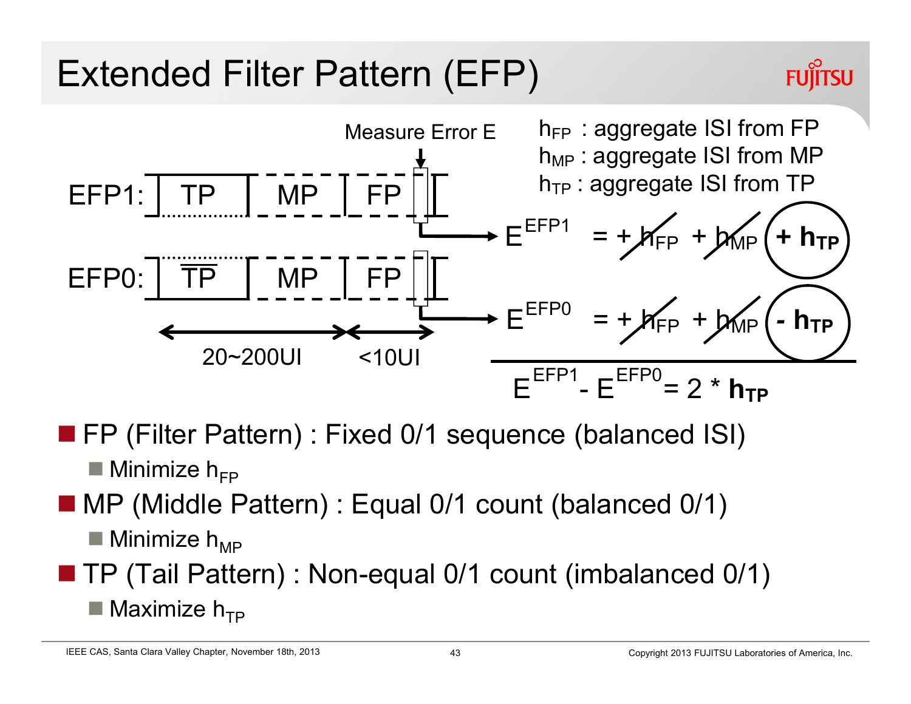# Extended Filter Pattern (EFP)

Measure Error E

EFP1: TP | MP | FP

EFP0: $\overline{TP}$ | MP | FP

20~200UI | <10UI

$h_{FP}$ : aggregate ISI from FP
$h_{MP}$ : aggregate ISI from MP
$h_{TP}$ : aggregate ISI from TP

$$E^{EFP1} = +h_{FP} + h_{MP} + \mathbf{h_{TP}}$$

$$E^{EFP0} = +h_{FP} + h_{MP} - \mathbf{h_{TP}}$$

$$E^{EFP1} - E^{EFP0} = 2 * \mathbf{h_{TP}}$$

- FP (Filter Pattern) : Fixed 0/1 sequence (balanced ISI)
  - Minimize $h_{FP}$
- MP (Middle Pattern) : Equal 0/1 count (balanced 0/1)
  - Minimize $h_{MP}$
- TP (Tail Pattern) : Non-equal 0/1 count (imbalanced 0/1)
  - Maximize $h_{TP}$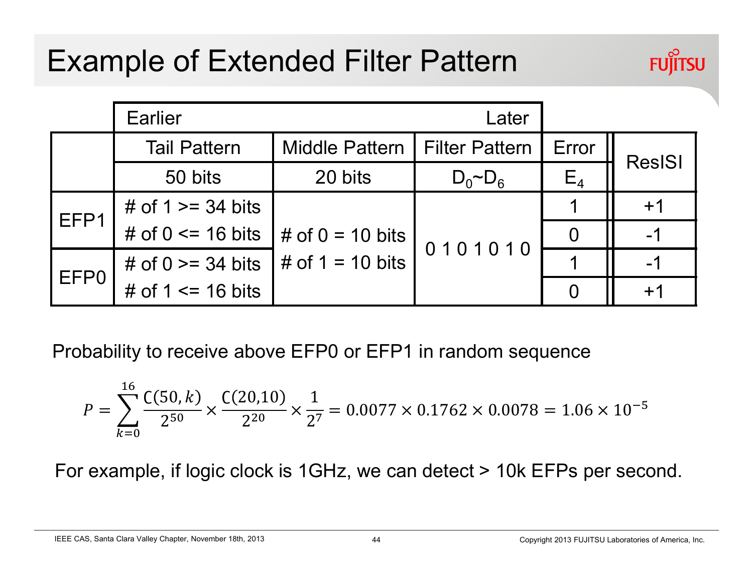# Example of Extended Filter Pattern

| | Earlier | | Later | | |
|---|---|---|---|---|---|
| | Tail Pattern | Middle Pattern | Filter Pattern | Error | ResISI |
| | 50 bits | 20 bits | $D_0$~$D_6$ | $E_4$ | |
| EFP1 | # of 1 >= 34 bits<br># of 0 <= 16 bits | # of 0 = 10 bits<br># of 1 = 10 bits | 0 1 0 1 0 1 0 | 1 | +1 |
| | | | | 0 | -1 |
| EFP0 | # of 0 >= 34 bits<br># of 1 <= 16 bits | | | 1 | -1 |
| | | | | 0 | +1 |

Probability to receive above EFP0 or EFP1 in random sequence

$$P = \sum_{k=0}^{16} \frac{C(50,k)}{2^{50}} \times \frac{C(20,10)}{2^{20}} \times \frac{1}{2^7} = 0.0077 \times 0.1762 \times 0.0078 = 1.06 \times 10^{-5}$$

For example, if logic clock is 1GHz, we can detect > 10k EFPs per second.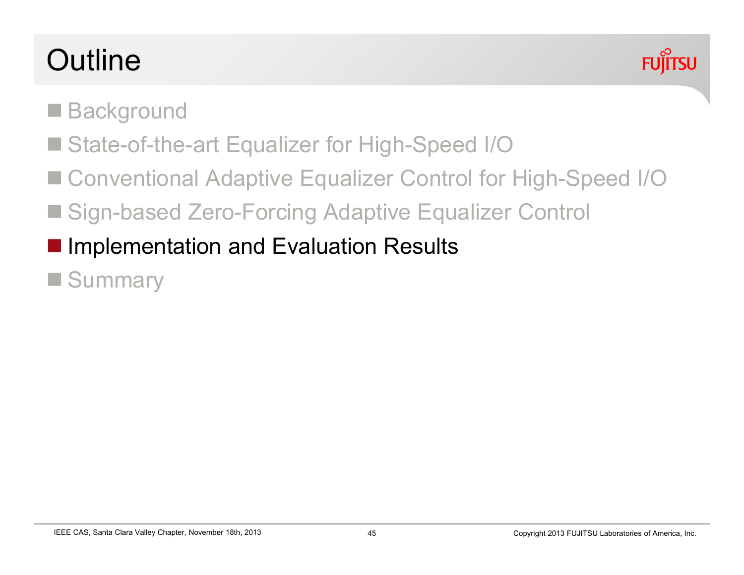# Outline

- Background
- State-of-the-art Equalizer for High-Speed I/O
- Conventional Adaptive Equalizer Control for High-Speed I/O
- Sign-based Zero-Forcing Adaptive Equalizer Control
- Implementation and Evaluation Results
- Summary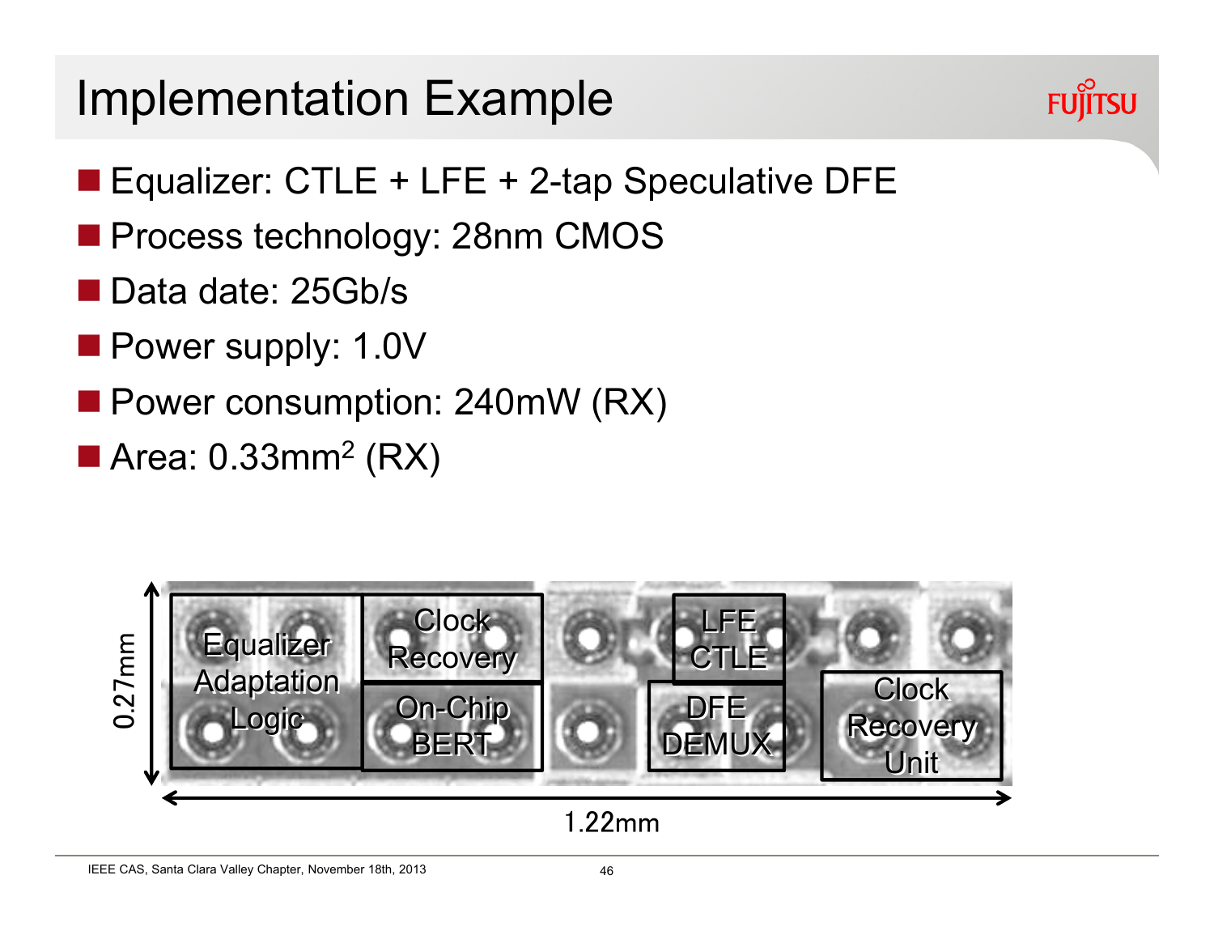# Implementation Example

- Equalizer: CTLE + LFE + 2-tap Speculative DFE
- Process technology: 28nm CMOS
- Data date: 25Gb/s
- Power supply: 1.0V
- Power consumption: 240mW (RX)
- Area: $0.33mm^2$ (RX)

0.27mm

Equalizer Adaptation Logic | Clock Recovery | On-Chip BERT | LFE CTLE | DFE DEMUX | Clock Recovery Unit

1.22mm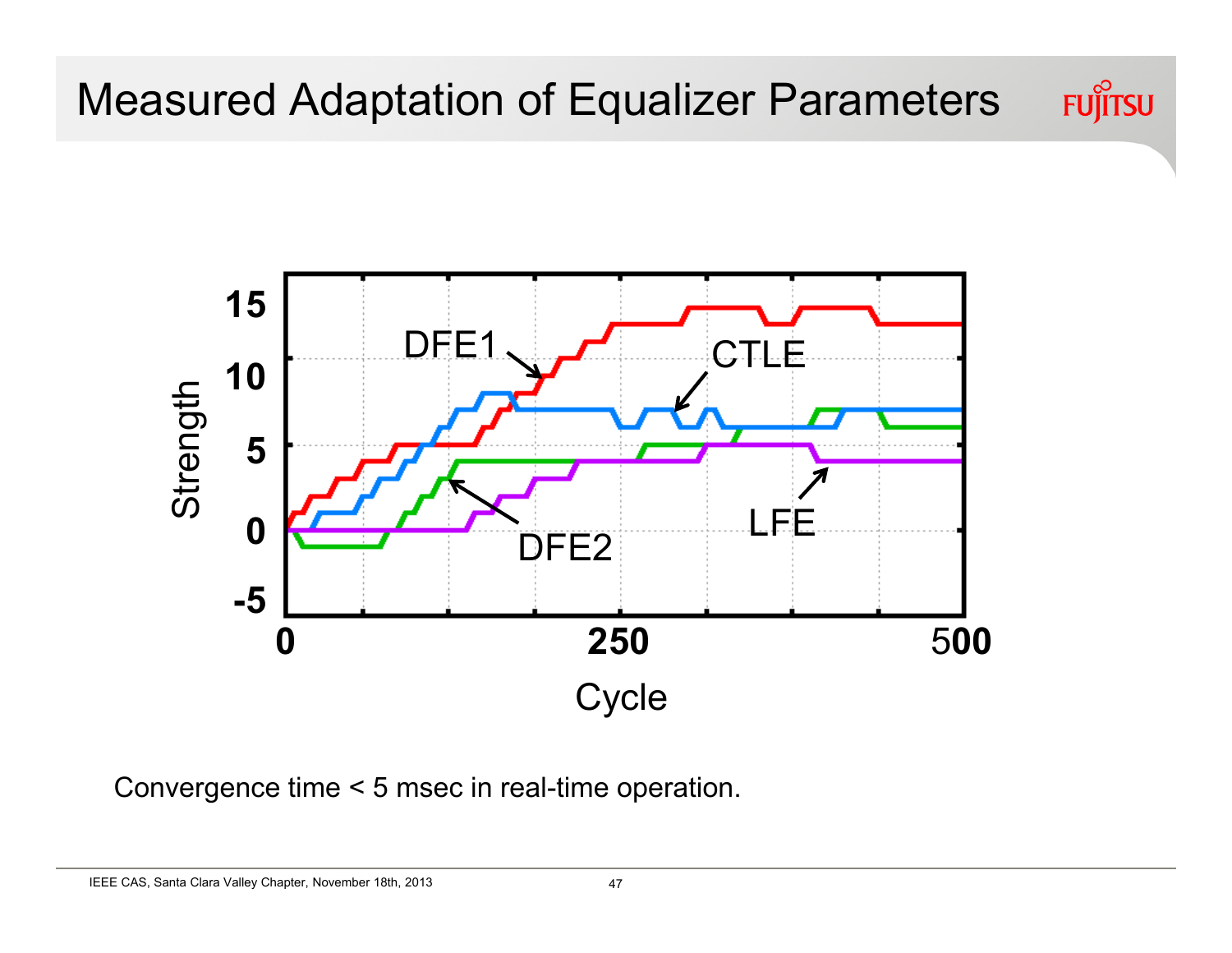# Measured Adaptation of Equalizer Parameters

Convergence time < 5 msec in real-time operation.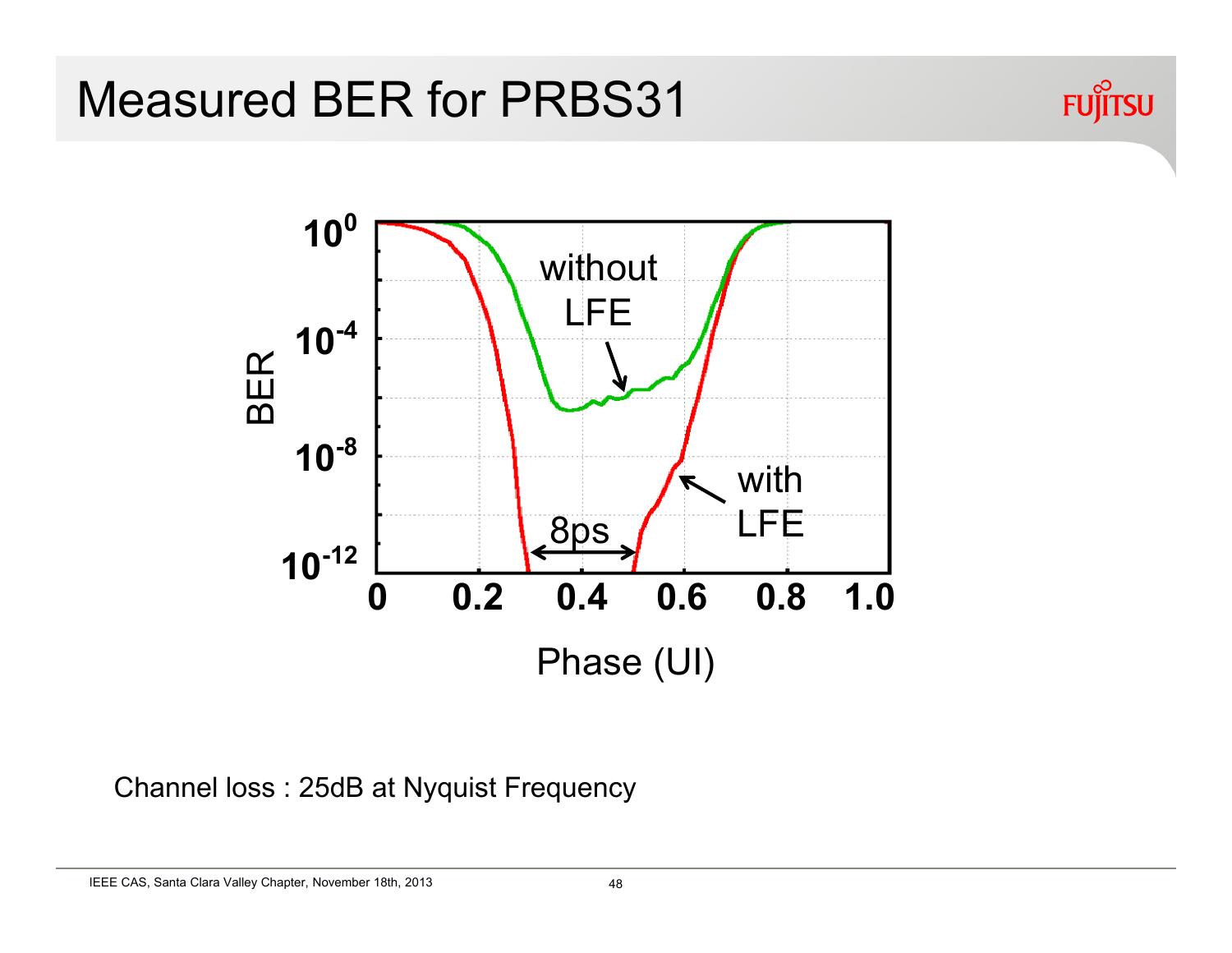# Measured BER for PRBS31

Channel loss : 25dB at Nyquist Frequency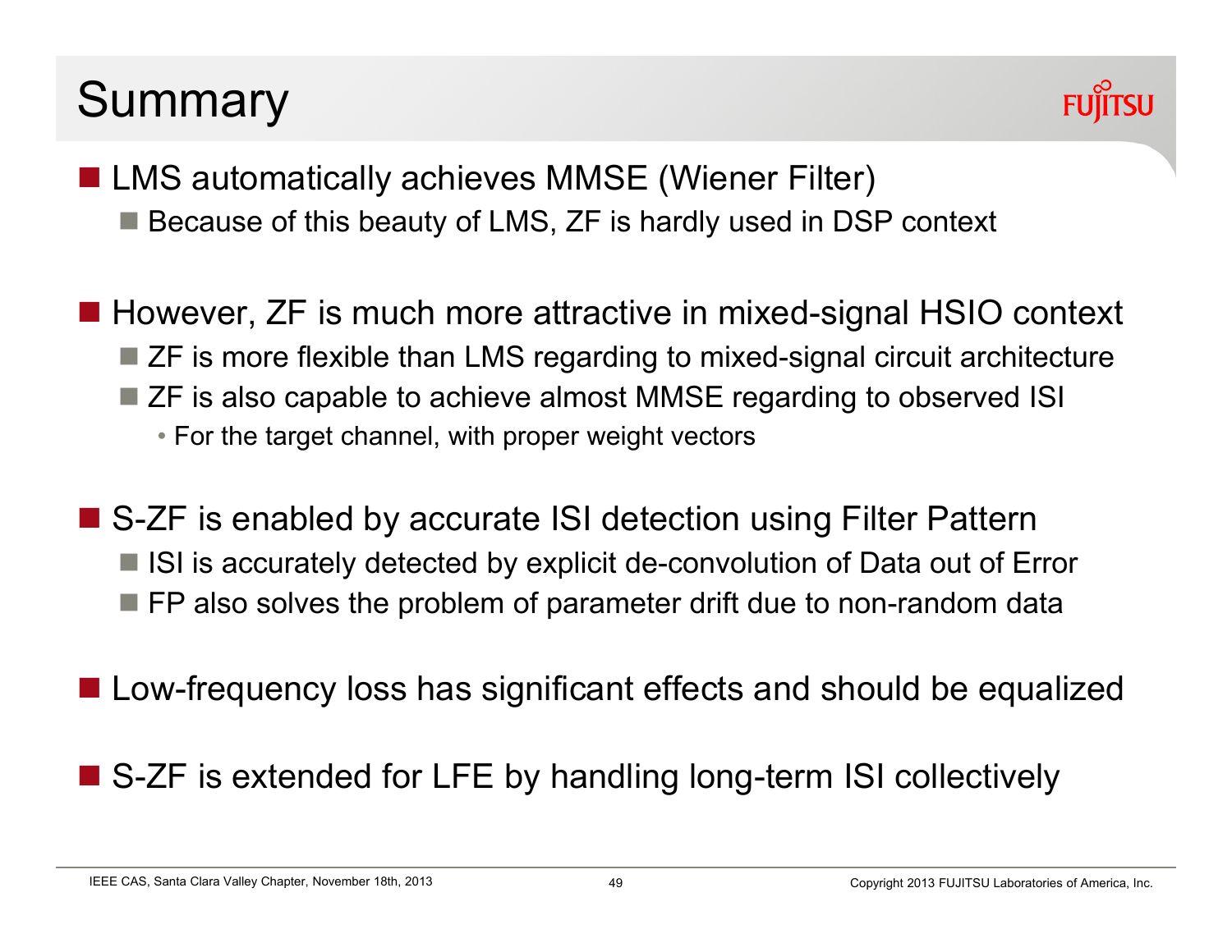# Summary

- LMS automatically achieves MMSE (Wiener Filter)
  - Because of this beauty of LMS, ZF is hardly used in DSP context
- However, ZF is much more attractive in mixed-signal HSIO context
  - ZF is more flexible than LMS regarding to mixed-signal circuit architecture
  - ZF is also capable to achieve almost MMSE regarding to observed ISI
    - For the target channel, with proper weight vectors
- S-ZF is enabled by accurate ISI detection using Filter Pattern
  - ISI is accurately detected by explicit de-convolution of Data out of Error
  - FP also solves the problem of parameter drift due to non-random data
- Low-frequency loss has significant effects and should be equalized
- S-ZF is extended for LFE by handling long-term ISI collectively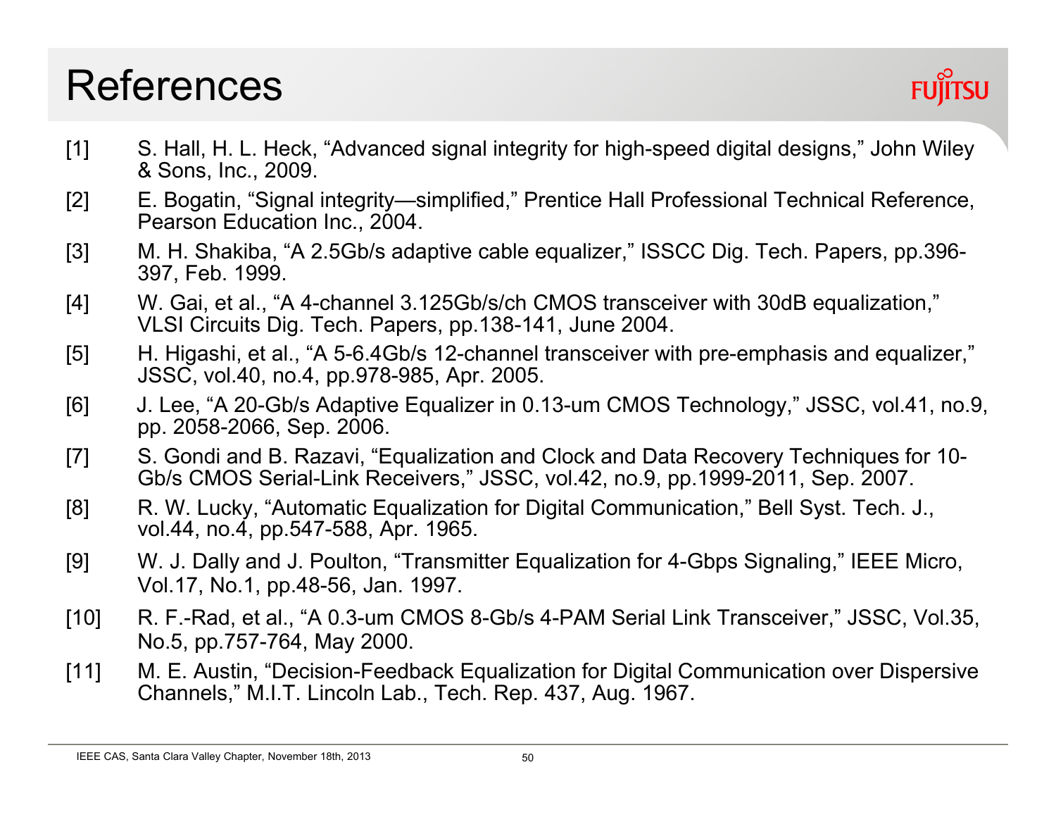# References

[1] S. Hall, H. L. Heck, "Advanced signal integrity for high-speed digital designs," John Wiley & Sons, Inc., 2009.

[2] E. Bogatin, "Signal integrity—simplified," Prentice Hall Professional Technical Reference, Pearson Education Inc., 2004.

[3] M. H. Shakiba, "A 2.5Gb/s adaptive cable equalizer," ISSCC Dig. Tech. Papers, pp.396-397, Feb. 1999.

[4] W. Gai, et al., "A 4-channel 3.125Gb/s/ch CMOS transceiver with 30dB equalization," VLSI Circuits Dig. Tech. Papers, pp.138-141, June 2004.

[5] H. Higashi, et al., "A 5-6.4Gb/s 12-channel transceiver with pre-emphasis and equalizer," JSSC, vol.40, no.4, pp.978-985, Apr. 2005.

[6] J. Lee, "A 20-Gb/s Adaptive Equalizer in 0.13-um CMOS Technology," JSSC, vol.41, no.9, pp. 2058-2066, Sep. 2006.

[7] S. Gondi and B. Razavi, "Equalization and Clock and Data Recovery Techniques for 10-Gb/s CMOS Serial-Link Receivers," JSSC, vol.42, no.9, pp.1999-2011, Sep. 2007.

[8] R. W. Lucky, "Automatic Equalization for Digital Communication," Bell Syst. Tech. J., vol.44, no.4, pp.547-588, Apr. 1965.

[9] W. J. Dally and J. Poulton, "Transmitter Equalization for 4-Gbps Signaling," IEEE Micro, Vol.17, No.1, pp.48-56, Jan. 1997.

[10] R. F.-Rad, et al., "A 0.3-um CMOS 8-Gb/s 4-PAM Serial Link Transceiver," JSSC, Vol.35, No.5, pp.757-764, May 2000.

[11] M. E. Austin, "Decision-Feedback Equalization for Digital Communication over Dispersive Channels," M.I.T. Lincoln Lab., Tech. Rep. 437, Aug. 1967.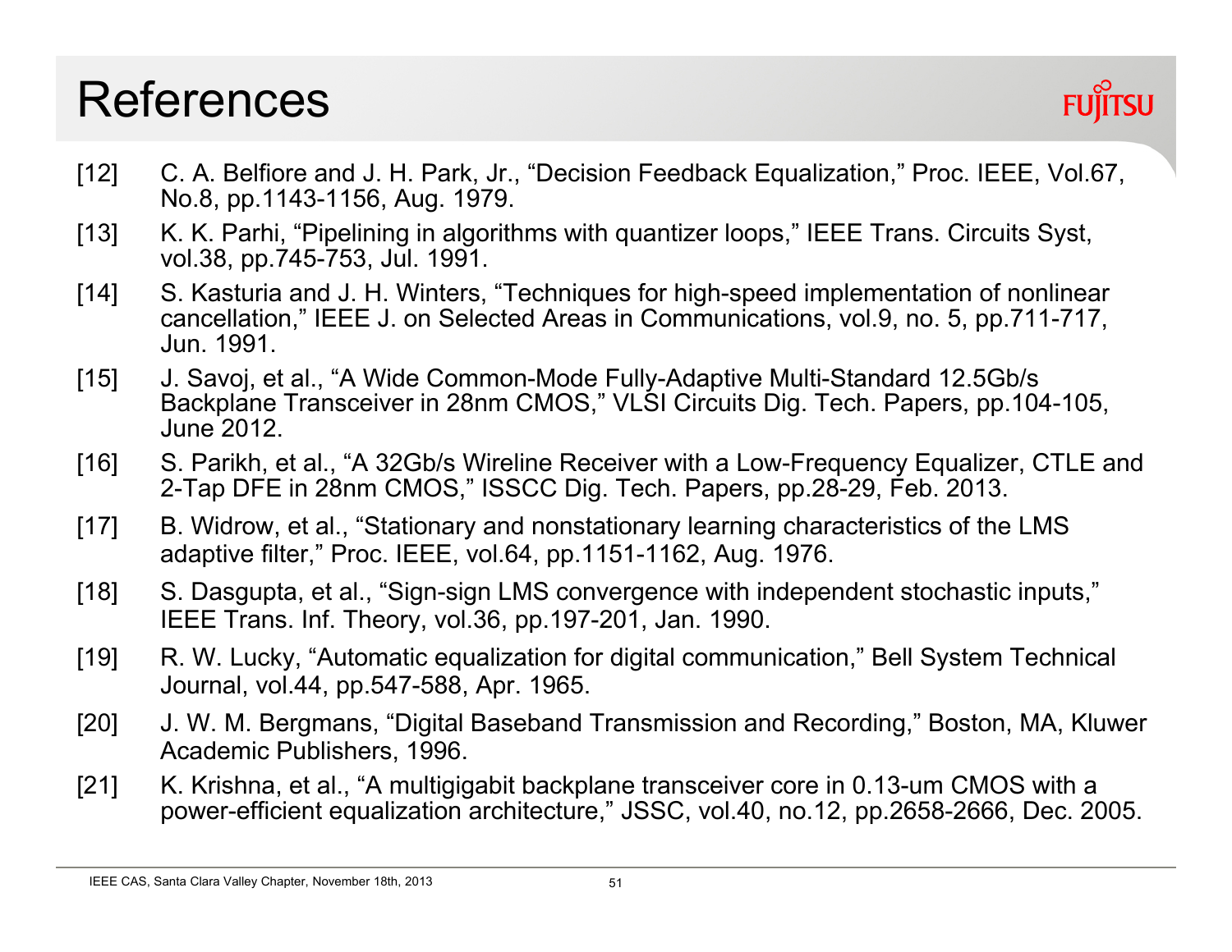# References

[12] C. A. Belfiore and J. H. Park, Jr., “Decision Feedback Equalization,” Proc. IEEE, Vol.67, No.8, pp.1143-1156, Aug. 1979.

[13] K. K. Parhi, “Pipelining in algorithms with quantizer loops,” IEEE Trans. Circuits Syst, vol.38, pp.745-753, Jul. 1991.

[14] S. Kasturia and J. H. Winters, “Techniques for high-speed implementation of nonlinear cancellation,” IEEE J. on Selected Areas in Communications, vol.9, no. 5, pp.711-717, Jun. 1991.

[15] J. Savoj, et al., “A Wide Common-Mode Fully-Adaptive Multi-Standard 12.5Gb/s Backplane Transceiver in 28nm CMOS,” VLSI Circuits Dig. Tech. Papers, pp.104-105, June 2012.

[16] S. Parikh, et al., “A 32Gb/s Wireline Receiver with a Low-Frequency Equalizer, CTLE and 2-Tap DFE in 28nm CMOS,” ISSCC Dig. Tech. Papers, pp.28-29, Feb. 2013.

[17] B. Widrow, et al., “Stationary and nonstationary learning characteristics of the LMS adaptive filter,” Proc. IEEE, vol.64, pp.1151-1162, Aug. 1976.

[18] S. Dasgupta, et al., “Sign-sign LMS convergence with independent stochastic inputs,” IEEE Trans. Inf. Theory, vol.36, pp.197-201, Jan. 1990.

[19] R. W. Lucky, “Automatic equalization for digital communication,” Bell System Technical Journal, vol.44, pp.547-588, Apr. 1965.

[20] J. W. M. Bergmans, “Digital Baseband Transmission and Recording,” Boston, MA, Kluwer Academic Publishers, 1996.

[21] K. Krishna, et al., “A multigigabit backplane transceiver core in 0.13-um CMOS with a power-efficient equalization architecture,” JSSC, vol.40, no.12, pp.2658-2666, Dec. 2005.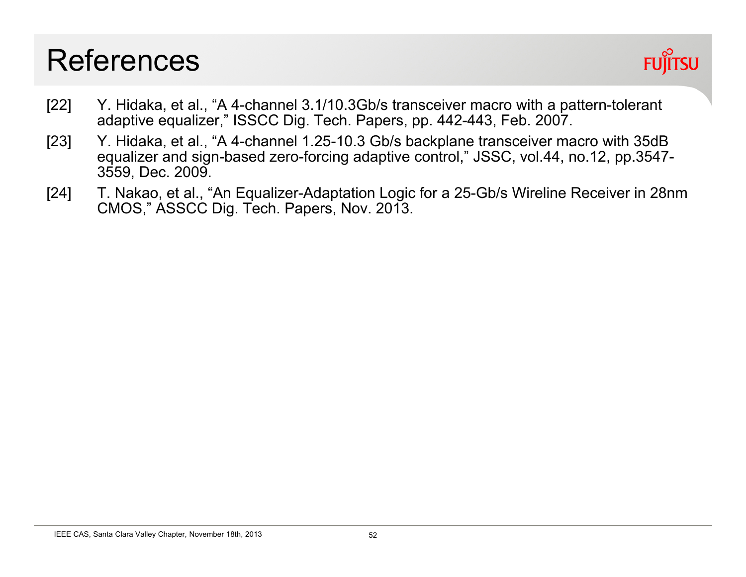# References

[22] Y. Hidaka, et al., "A 4-channel 3.1/10.3Gb/s transceiver macro with a pattern-tolerant adaptive equalizer," ISSCC Dig. Tech. Papers, pp. 442-443, Feb. 2007.

[23] Y. Hidaka, et al., "A 4-channel 1.25-10.3 Gb/s backplane transceiver macro with 35dB equalizer and sign-based zero-forcing adaptive control," JSSC, vol.44, no.12, pp.3547-3559, Dec. 2009.

[24] T. Nakao, et al., "An Equalizer-Adaptation Logic for a 25-Gb/s Wireline Receiver in 28nm CMOS," ASSCC Dig. Tech. Papers, Nov. 2013.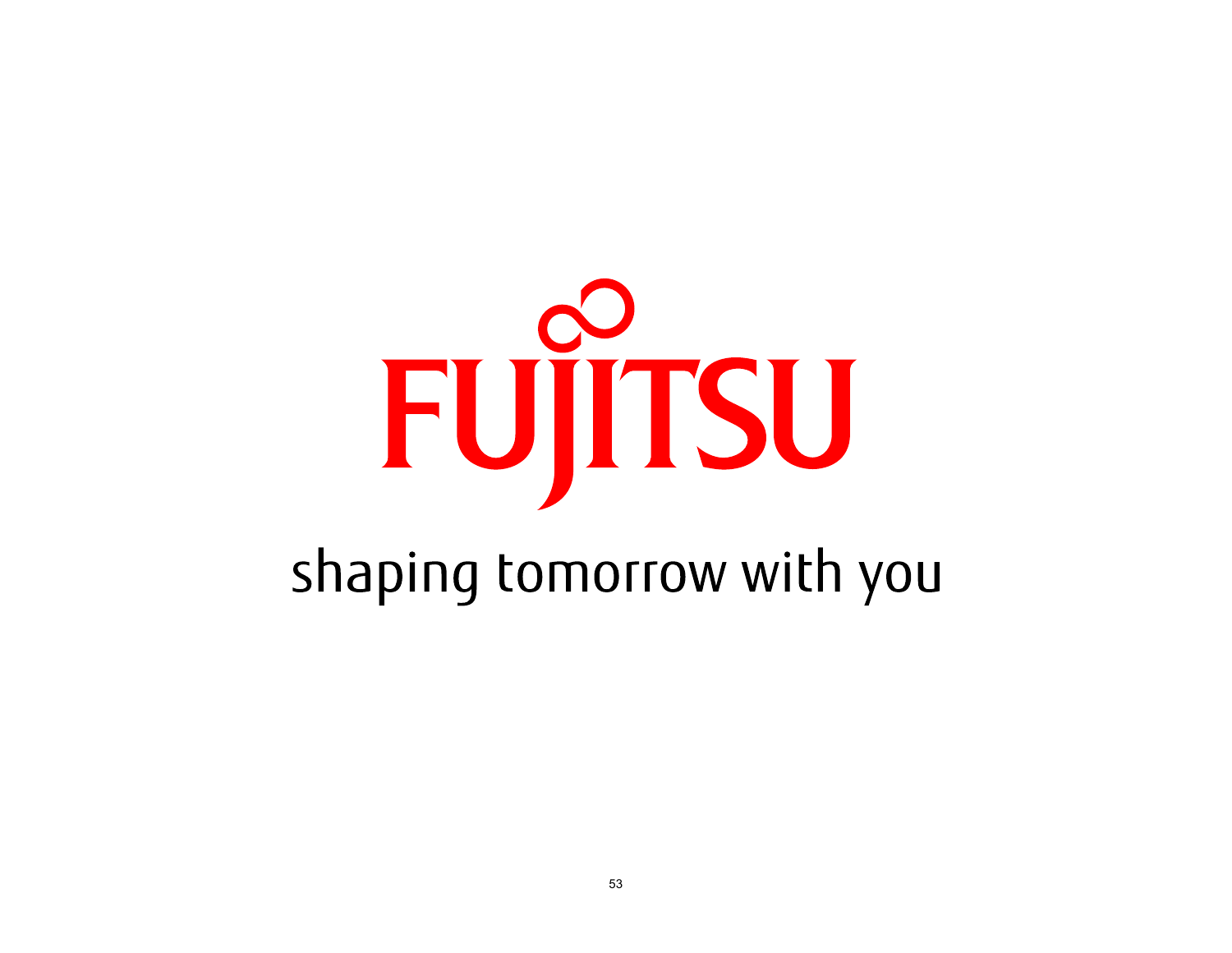FUJITSU

shaping tomorrow with you